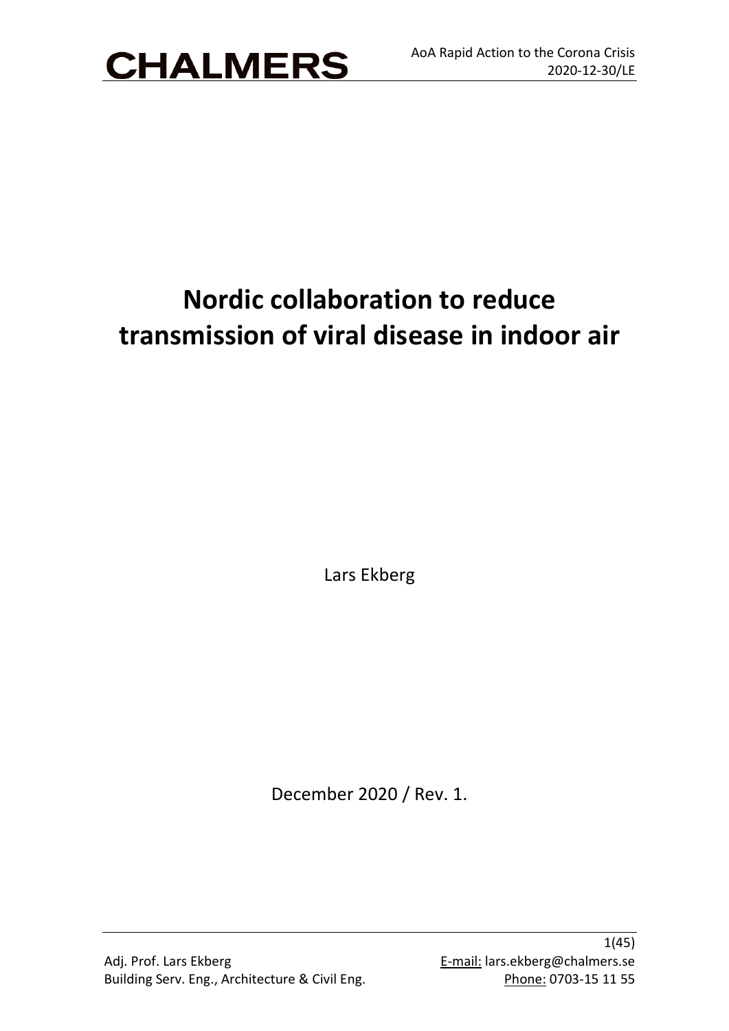# Nordic collaboration to reduce transmission of viral disease in indoor air

Lars Ekberg

December 2020 / Rev. 1.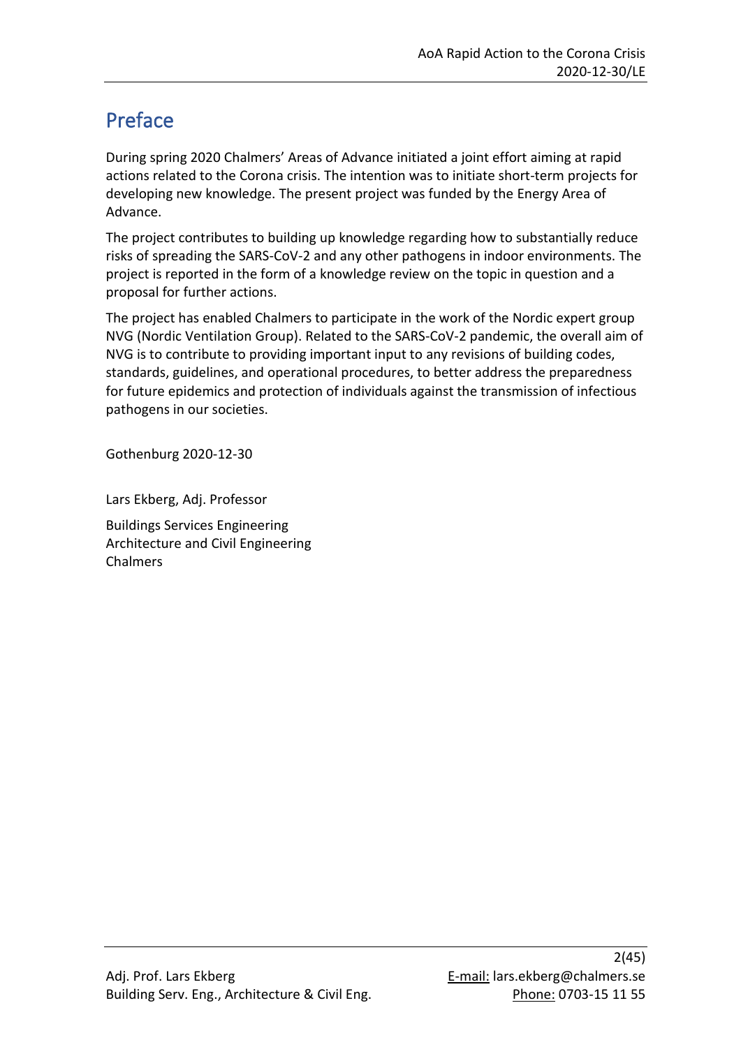# Preface

During spring 2020 Chalmers' Areas of Advance initiated a joint effort aiming at rapid actions related to the Corona crisis. The intention was to initiate short-term projects for developing new knowledge. The present project was funded by the Energy Area of Advance.

The project contributes to building up knowledge regarding how to substantially reduce risks of spreading the SARS-CoV-2 and any other pathogens in indoor environments. The project is reported in the form of a knowledge review on the topic in question and a proposal for further actions.

The project has enabled Chalmers to participate in the work of the Nordic expert group NVG (Nordic Ventilation Group). Related to the SARS-CoV-2 pandemic, the overall aim of NVG is to contribute to providing important input to any revisions of building codes, standards, guidelines, and operational procedures, to better address the preparedness for future epidemics and protection of individuals against the transmission of infectious pathogens in our societies.

Gothenburg 2020-12-30

Lars Ekberg, Adj. Professor

Buildings Services Engineering
Architecture and Civil Engineering
Chalmers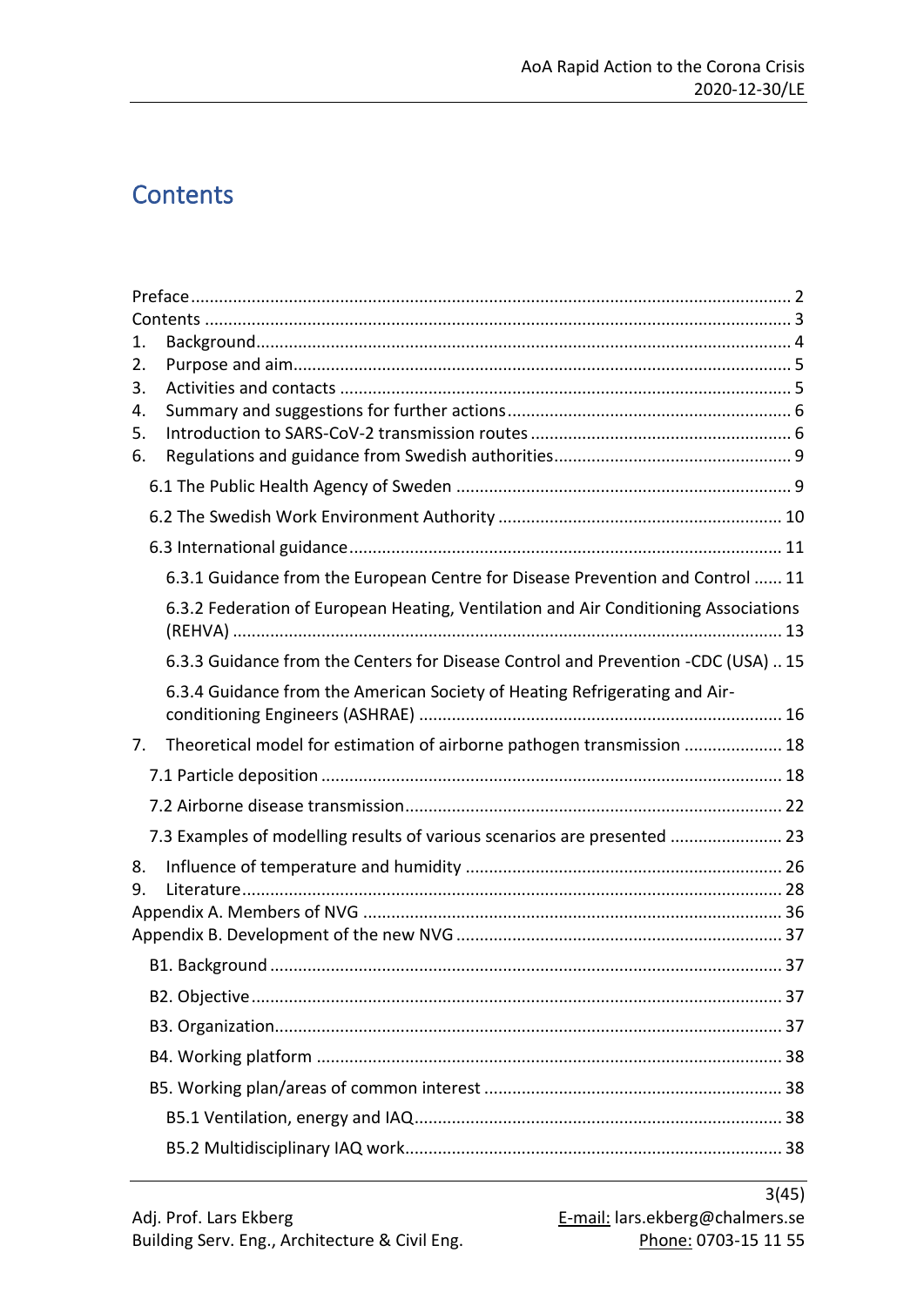# Contents

Preface ........................................................................................................................ 2
Contents ...................................................................................................................... 3
1. Background.............................................................................................................. 4
2. Purpose and aim....................................................................................................... 5
3. Activities and contacts .............................................................................................. 5
4. Summary and suggestions for further actions ........................................................... 6
5. Introduction to SARS-CoV-2 transmission routes ...................................................... 6
6. Regulations and guidance from Swedish authorities.................................................. 9

- 6.1 The Public Health Agency of Sweden ..................................................................... 9
- 6.2 The Swedish Work Environment Authority ........................................................... 10
- 6.3 International guidance.......................................................................................... 11
  - 6.3.1 Guidance from the European Centre for Disease Prevention and Control ...... 11
  - 6.3.2 Federation of European Heating, Ventilation and Air Conditioning Associations (REHVA) ..................................................................................................... 13
  - 6.3.3 Guidance from the Centers for Disease Control and Prevention -CDC (USA) .. 15
  - 6.3.4 Guidance from the American Society of Heating Refrigerating and Air-conditioning Engineers (ASHRAE) ............................................................... 16

7. Theoretical model for estimation of airborne pathogen transmission ..................... 18

- 7.1 Particle deposition ................................................................................................ 18
- 7.2 Airborne disease transmission............................................................................... 22
- 7.3 Examples of modelling results of various scenarios are presented ....................... 23

8. Influence of temperature and humidity .................................................................. 26
9. Literature................................................................................................................. 28

Appendix A. Members of NVG ..................................................................................... 36
Appendix B. Development of the new NVG .................................................................. 37

- B1. Background .......................................................................................................... 37
- B2. Objective .............................................................................................................. 37
- B3. Organization.......................................................................................................... 37
- B4. Working platform ................................................................................................. 38
- B5. Working plan/areas of common interest ............................................................. 38
  - B5.1 Ventilation, energy and IAQ............................................................................ 38
  - B5.2 Multidisciplinary IAQ work.............................................................................. 38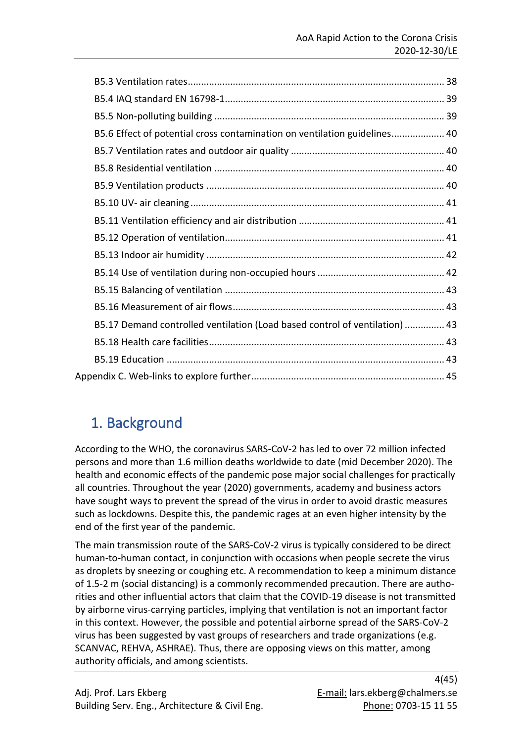B5.3 Ventilation rates ........ 38
B5.4 IAQ standard EN 16798-1 ........ 39
B5.5 Non-polluting building ........ 39
B5.6 Effect of potential cross contamination on ventilation guidelines ........ 40
B5.7 Ventilation rates and outdoor air quality ........ 40
B5.8 Residential ventilation ........ 40
B5.9 Ventilation products ........ 40
B5.10 UV- air cleaning ........ 41
B5.11 Ventilation efficiency and air distribution ........ 41
B5.12 Operation of ventilation ........ 41
B5.13 Indoor air humidity ........ 42
B5.14 Use of ventilation during non-occupied hours ........ 42
B5.15 Balancing of ventilation ........ 43
B5.16 Measurement of air flows ........ 43
B5.17 Demand controlled ventilation (Load based control of ventilation) ........ 43
B5.18 Health care facilities ........ 43
B5.19 Education ........ 43
Appendix C. Web-links to explore further ........ 45

# 1. Background

According to the WHO, the coronavirus SARS-CoV-2 has led to over 72 million infected persons and more than 1.6 million deaths worldwide to date (mid December 2020). The health and economic effects of the pandemic pose major social challenges for practically all countries. Throughout the year (2020) governments, academy and business actors have sought ways to prevent the spread of the virus in order to avoid drastic measures such as lockdowns. Despite this, the pandemic rages at an even higher intensity by the end of the first year of the pandemic.

The main transmission route of the SARS-CoV-2 virus is typically considered to be direct human-to-human contact, in conjunction with occasions when people secrete the virus as droplets by sneezing or coughing etc. A recommendation to keep a minimum distance of 1.5-2 m (social distancing) is a commonly recommended precaution. There are authorities and other influential actors that claim that the COVID-19 disease is not transmitted by airborne virus-carrying particles, implying that ventilation is not an important factor in this context. However, the possible and potential airborne spread of the SARS-CoV-2 virus has been suggested by vast groups of researchers and trade organizations (e.g. SCANVAC, REHVA, ASHRAE). Thus, there are opposing views on this matter, among authority officials, and among scientists.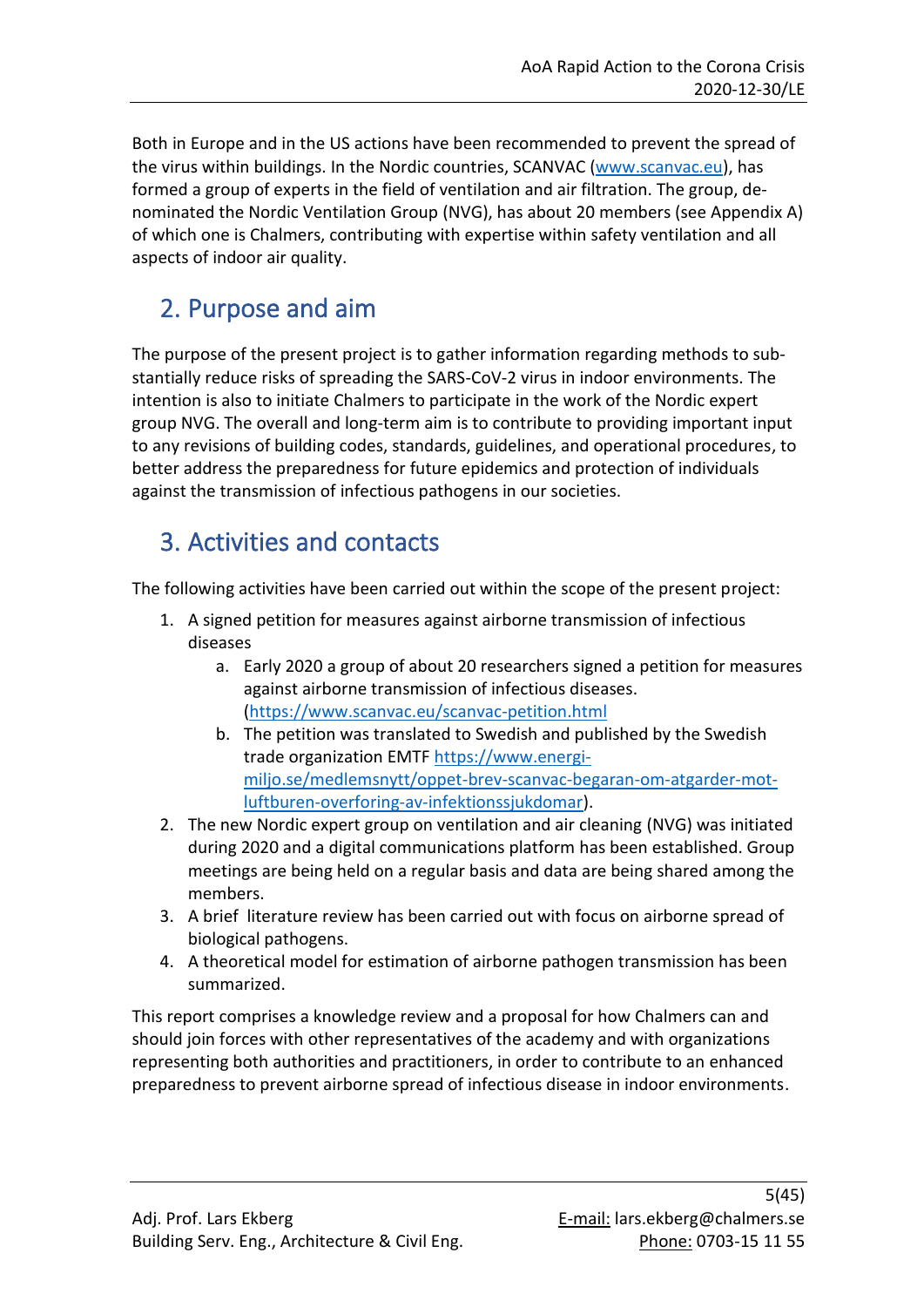Both in Europe and in the US actions have been recommended to prevent the spread of the virus within buildings. In the Nordic countries, SCANVAC (www.scanvac.eu), has formed a group of experts in the field of ventilation and air filtration. The group, denominated the Nordic Ventilation Group (NVG), has about 20 members (see Appendix A) of which one is Chalmers, contributing with expertise within safety ventilation and all aspects of indoor air quality.

## 2. Purpose and aim

The purpose of the present project is to gather information regarding methods to substantially reduce risks of spreading the SARS-CoV-2 virus in indoor environments. The intention is also to initiate Chalmers to participate in the work of the Nordic expert group NVG. The overall and long-term aim is to contribute to providing important input to any revisions of building codes, standards, guidelines, and operational procedures, to better address the preparedness for future epidemics and protection of individuals against the transmission of infectious pathogens in our societies.

## 3. Activities and contacts

The following activities have been carried out within the scope of the present project:

1. A signed petition for measures against airborne transmission of infectious diseases
   a. Early 2020 a group of about 20 researchers signed a petition for measures against airborne transmission of infectious diseases. (https://www.scanvac.eu/scanvac-petition.html
   b. The petition was translated to Swedish and published by the Swedish trade organization EMTF https://www.energi-miljo.se/medlemsnytt/oppet-brev-scanvac-begaran-om-atgarder-mot-luftburen-overforing-av-infektionssjukdomar).
2. The new Nordic expert group on ventilation and air cleaning (NVG) was initiated during 2020 and a digital communications platform has been established. Group meetings are being held on a regular basis and data are being shared among the members.
3. A brief literature review has been carried out with focus on airborne spread of biological pathogens.
4. A theoretical model for estimation of airborne pathogen transmission has been summarized.

This report comprises a knowledge review and a proposal for how Chalmers can and should join forces with other representatives of the academy and with organizations representing both authorities and practitioners, in order to contribute to an enhanced preparedness to prevent airborne spread of infectious disease in indoor environments.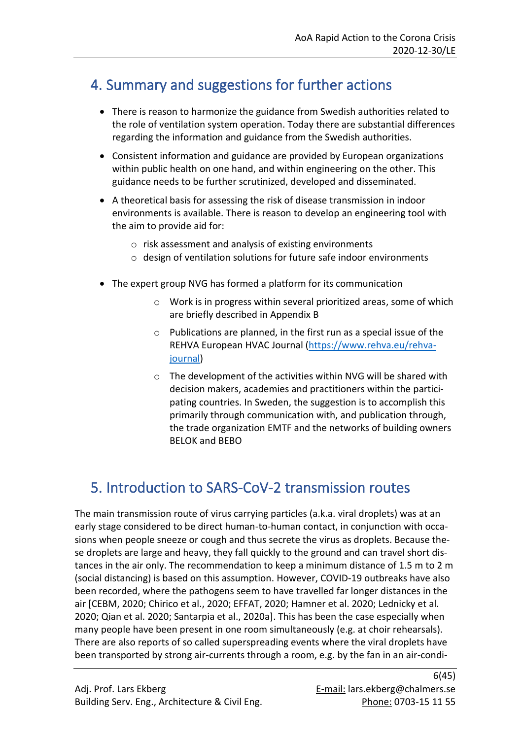## 4. Summary and suggestions for further actions

- There is reason to harmonize the guidance from Swedish authorities related to the role of ventilation system operation. Today there are substantial differences regarding the information and guidance from the Swedish authorities.
- Consistent information and guidance are provided by European organizations within public health on one hand, and within engineering on the other. This guidance needs to be further scrutinized, developed and disseminated.
- A theoretical basis for assessing the risk of disease transmission in indoor environments is available. There is reason to develop an engineering tool with the aim to provide aid for:
  - risk assessment and analysis of existing environments
  - design of ventilation solutions for future safe indoor environments
- The expert group NVG has formed a platform for its communication
  - Work is in progress within several prioritized areas, some of which are briefly described in Appendix B
  - Publications are planned, in the first run as a special issue of the REHVA European HVAC Journal (https://www.rehva.eu/rehva-journal)
  - The development of the activities within NVG will be shared with decision makers, academies and practitioners within the participating countries. In Sweden, the suggestion is to accomplish this primarily through communication with, and publication through, the trade organization EMTF and the networks of building owners BELOK and BEBO

## 5. Introduction to SARS-CoV-2 transmission routes

The main transmission route of virus carrying particles (a.k.a. viral droplets) was at an early stage considered to be direct human-to-human contact, in conjunction with occasions when people sneeze or cough and thus secrete the virus as droplets. Because these droplets are large and heavy, they fall quickly to the ground and can travel short distances in the air only. The recommendation to keep a minimum distance of 1.5 m to 2 m (social distancing) is based on this assumption. However, COVID-19 outbreaks have also been recorded, where the pathogens seem to have travelled far longer distances in the air [CEBM, 2020; Chirico et al., 2020; EFFAT, 2020; Hamner et al. 2020; Lednicky et al. 2020; Qian et al. 2020; Santarpia et al., 2020a]. This has been the case especially when many people have been present in one room simultaneously (e.g. at choir rehearsals). There are also reports of so called superspreading events where the viral droplets have been transported by strong air-currents through a room, e.g. by the fan in an air-condi-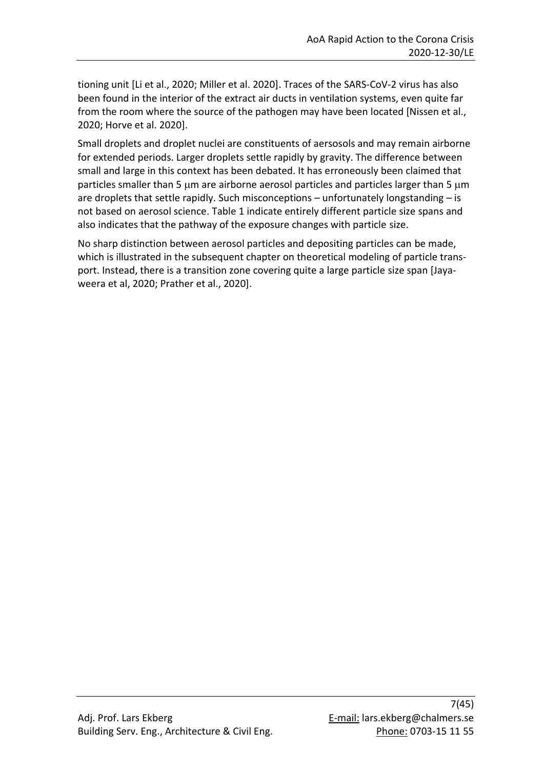tioning unit [Li et al., 2020; Miller et al. 2020]. Traces of the SARS-CoV-2 virus has also been found in the interior of the extract air ducts in ventilation systems, even quite far from the room where the source of the pathogen may have been located [Nissen et al., 2020; Horve et al. 2020].

Small droplets and droplet nuclei are constituents of aersosols and may remain airborne for extended periods. Larger droplets settle rapidly by gravity. The difference between small and large in this context has been debated. It has erroneously been claimed that particles smaller than 5 μm are airborne aerosol particles and particles larger than 5 μm are droplets that settle rapidly. Such misconceptions – unfortunately longstanding – is not based on aerosol science. Table 1 indicate entirely different particle size spans and also indicates that the pathway of the exposure changes with particle size.

No sharp distinction between aerosol particles and depositing particles can be made, which is illustrated in the subsequent chapter on theoretical modeling of particle transport. Instead, there is a transition zone covering quite a large particle size span [Jayaweera et al, 2020; Prather et al., 2020].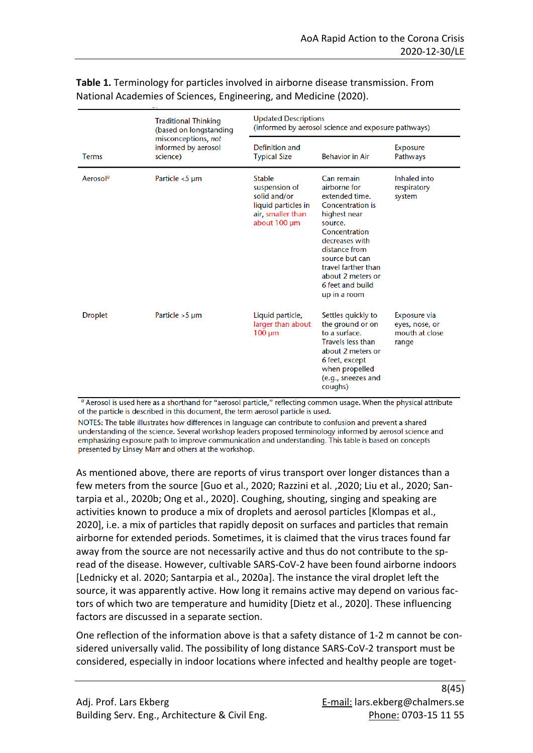**Table 1.** Terminology for particles involved in airborne disease transmission. From National Academies of Sciences, Engineering, and Medicine (2020).

| Terms | Traditional Thinking (based on longstanding misconceptions, *not* informed by aerosol science) | Updated Descriptions (informed by aerosol science and exposure pathways) | | |
|---|---|---|---|---|
| | | Definition and Typical Size | Behavior in Air | Exposure Pathways |
| Aerosol[a] | Particle <5 µm | Stable suspension of solid and/or liquid particles in air, smaller than about 100 µm | Can remain airborne for extended time. Concentration is highest near source. Concentration decreases with distance from source but can travel farther than about 2 meters or 6 feet and build up in a room | Inhaled into respiratory system |
| Droplet | Particle >5 µm | Liquid particle, larger than about 100 µm | Settles quickly to the ground or on to a surface. Travels less than about 2 meters or 6 feet, except when propelled (e.g., sneezes and coughs) | Exposure via eyes, nose, or mouth at close range |

[a] Aerosol is used here as a shorthand for "aerosol particle," reflecting common usage. When the physical attribute of the particle is described in this document, the term aerosol particle is used.

NOTES: The table illustrates how differences in language can contribute to confusion and prevent a shared understanding of the science. Several workshop leaders proposed terminology informed by aerosol science and emphasizing exposure path to improve communication and understanding. This table is based on concepts presented by Linsey Marr and others at the workshop.

As mentioned above, there are reports of virus transport over longer distances than a few meters from the source [Guo et al., 2020; Razzini et al. ,2020; Liu et al., 2020; Santarpia et al., 2020b; Ong et al., 2020]. Coughing, shouting, singing and speaking are activities known to produce a mix of droplets and aerosol particles [Klompas et al., 2020], i.e. a mix of particles that rapidly deposit on surfaces and particles that remain airborne for extended periods. Sometimes, it is claimed that the virus traces found far away from the source are not necessarily active and thus do not contribute to the spread of the disease. However, cultivable SARS-CoV-2 have been found airborne indoors [Lednicky et al. 2020; Santarpia et al., 2020a]. The instance the viral droplet left the source, it was apparently active. How long it remains active may depend on various factors of which two are temperature and humidity [Dietz et al., 2020]. These influencing factors are discussed in a separate section.

One reflection of the information above is that a safety distance of 1-2 m cannot be considered universally valid. The possibility of long distance SARS-CoV-2 transport must be considered, especially in indoor locations where infected and healthy people are toget-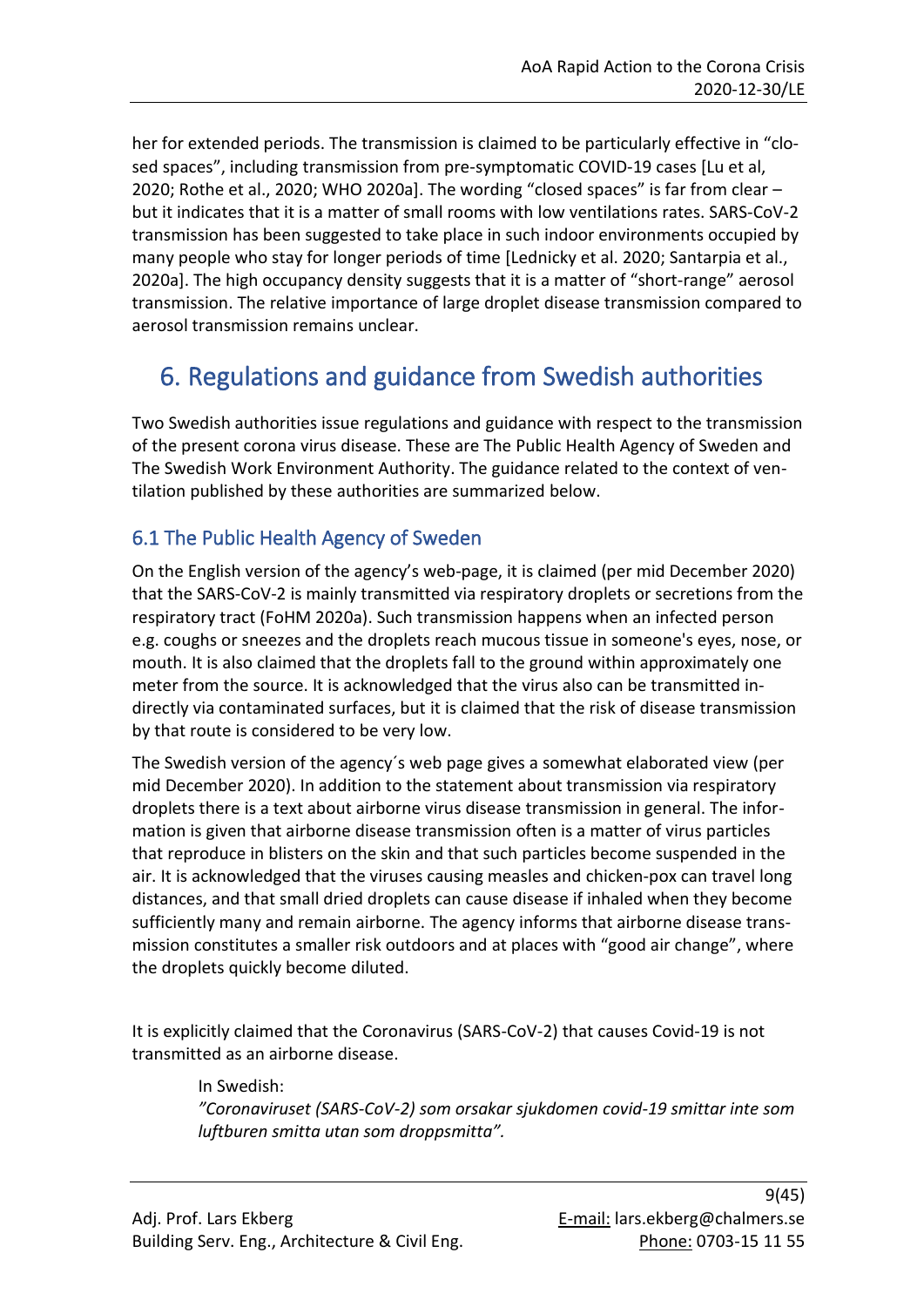her for extended periods. The transmission is claimed to be particularly effective in "closed spaces", including transmission from pre-symptomatic COVID-19 cases [Lu et al, 2020; Rothe et al., 2020; WHO 2020a]. The wording "closed spaces" is far from clear – but it indicates that it is a matter of small rooms with low ventilations rates. SARS-CoV-2 transmission has been suggested to take place in such indoor environments occupied by many people who stay for longer periods of time [Lednicky et al. 2020; Santarpia et al., 2020a]. The high occupancy density suggests that it is a matter of "short-range" aerosol transmission. The relative importance of large droplet disease transmission compared to aerosol transmission remains unclear.

# 6. Regulations and guidance from Swedish authorities

Two Swedish authorities issue regulations and guidance with respect to the transmission of the present corona virus disease. These are The Public Health Agency of Sweden and The Swedish Work Environment Authority. The guidance related to the context of ventilation published by these authorities are summarized below.

## 6.1 The Public Health Agency of Sweden

On the English version of the agency's web-page, it is claimed (per mid December 2020) that the SARS-CoV-2 is mainly transmitted via respiratory droplets or secretions from the respiratory tract (FoHM 2020a). Such transmission happens when an infected person e.g. coughs or sneezes and the droplets reach mucous tissue in someone's eyes, nose, or mouth. It is also claimed that the droplets fall to the ground within approximately one meter from the source. It is acknowledged that the virus also can be transmitted indirectly via contaminated surfaces, but it is claimed that the risk of disease transmission by that route is considered to be very low.

The Swedish version of the agency´s web page gives a somewhat elaborated view (per mid December 2020). In addition to the statement about transmission via respiratory droplets there is a text about airborne virus disease transmission in general. The information is given that airborne disease transmission often is a matter of virus particles that reproduce in blisters on the skin and that such particles become suspended in the air. It is acknowledged that the viruses causing measles and chicken-pox can travel long distances, and that small dried droplets can cause disease if inhaled when they become sufficiently many and remain airborne. The agency informs that airborne disease transmission constitutes a smaller risk outdoors and at places with "good air change", where the droplets quickly become diluted.

It is explicitly claimed that the Coronavirus (SARS-CoV-2) that causes Covid-19 is not transmitted as an airborne disease.

> In Swedish:
> *"Coronaviruset (SARS-CoV-2) som orsakar sjukdomen covid-19 smittar inte som luftburen smitta utan som droppsmitta".*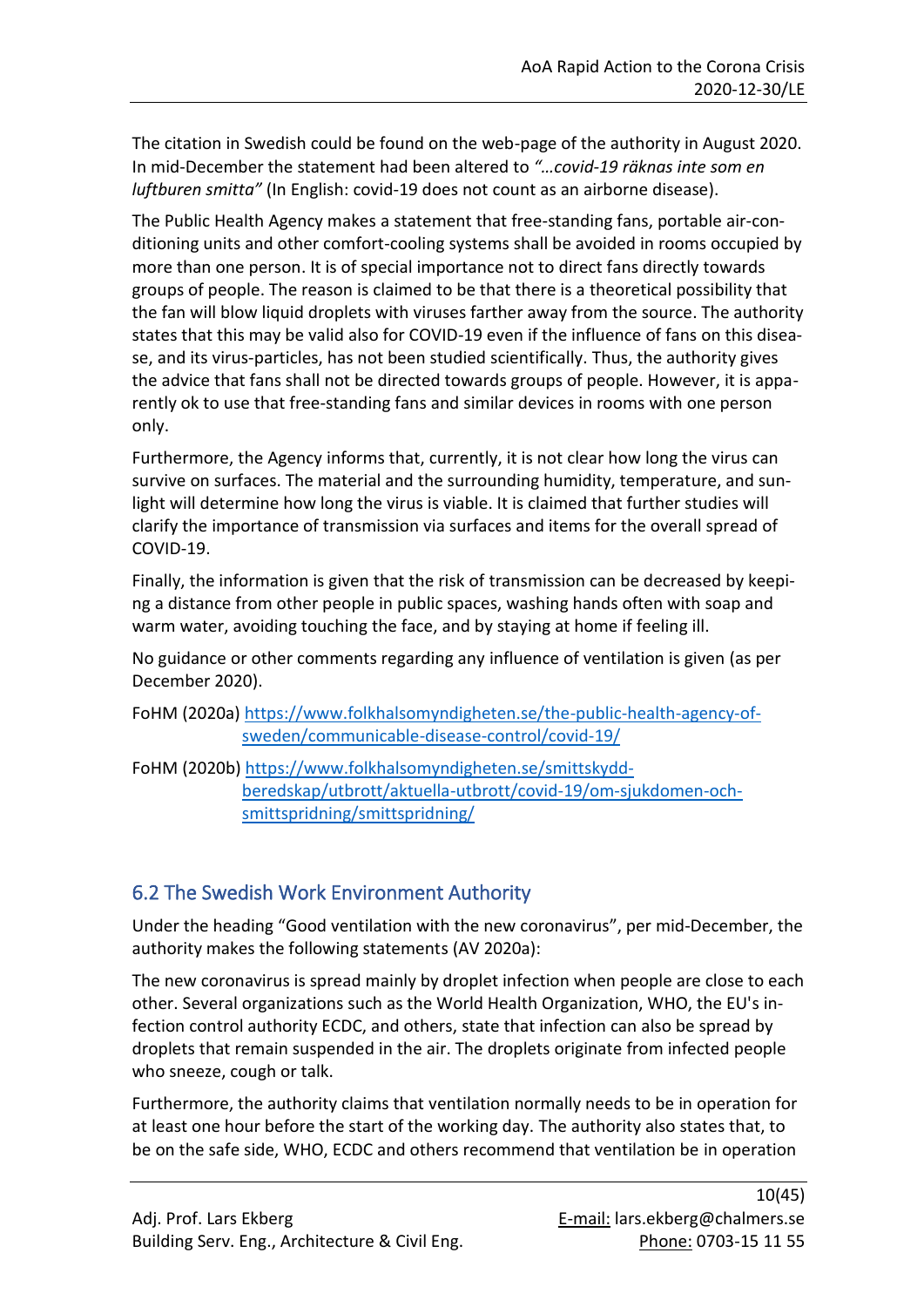The citation in Swedish could be found on the web-page of the authority in August 2020. In mid-December the statement had been altered to *"…covid-19 räknas inte som en luftburen smitta"* (In English: covid-19 does not count as an airborne disease).

The Public Health Agency makes a statement that free-standing fans, portable air-conditioning units and other comfort-cooling systems shall be avoided in rooms occupied by more than one person. It is of special importance not to direct fans directly towards groups of people. The reason is claimed to be that there is a theoretical possibility that the fan will blow liquid droplets with viruses farther away from the source. The authority states that this may be valid also for COVID-19 even if the influence of fans on this disease, and its virus-particles, has not been studied scientifically. Thus, the authority gives the advice that fans shall not be directed towards groups of people. However, it is apparently ok to use that free-standing fans and similar devices in rooms with one person only.

Furthermore, the Agency informs that, currently, it is not clear how long the virus can survive on surfaces. The material and the surrounding humidity, temperature, and sunlight will determine how long the virus is viable. It is claimed that further studies will clarify the importance of transmission via surfaces and items for the overall spread of COVID-19.

Finally, the information is given that the risk of transmission can be decreased by keeping a distance from other people in public spaces, washing hands often with soap and warm water, avoiding touching the face, and by staying at home if feeling ill.

No guidance or other comments regarding any influence of ventilation is given (as per December 2020).

FoHM (2020a) https://www.folkhalsomyndigheten.se/the-public-health-agency-of-sweden/communicable-disease-control/covid-19/

FoHM (2020b) https://www.folkhalsomyndigheten.se/smittskydd-beredskap/utbrott/aktuella-utbrott/covid-19/om-sjukdomen-och-smittspridning/smittspridning/

## 6.2 The Swedish Work Environment Authority

Under the heading "Good ventilation with the new coronavirus", per mid-December, the authority makes the following statements (AV 2020a):

The new coronavirus is spread mainly by droplet infection when people are close to each other. Several organizations such as the World Health Organization, WHO, the EU's infection control authority ECDC, and others, state that infection can also be spread by droplets that remain suspended in the air. The droplets originate from infected people who sneeze, cough or talk.

Furthermore, the authority claims that ventilation normally needs to be in operation for at least one hour before the start of the working day. The authority also states that, to be on the safe side, WHO, ECDC and others recommend that ventilation be in operation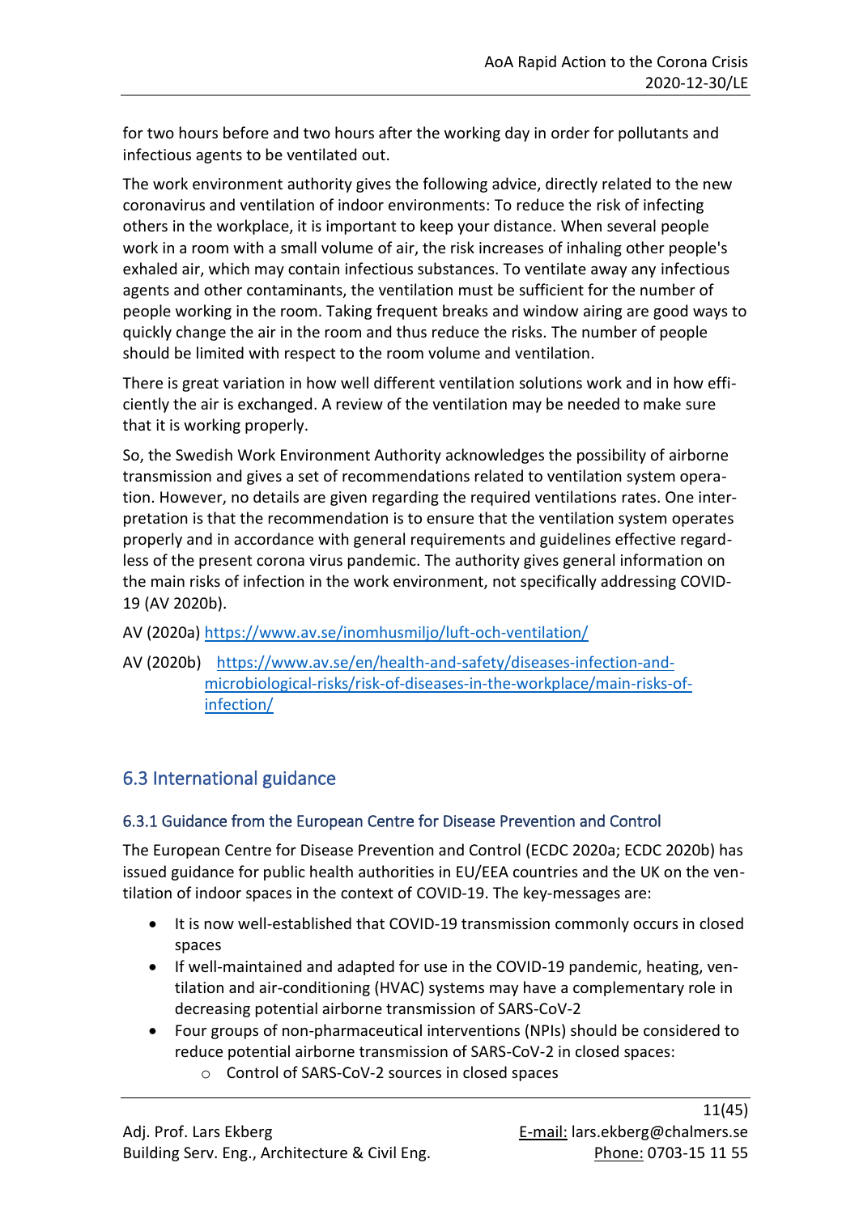for two hours before and two hours after the working day in order for pollutants and infectious agents to be ventilated out.

The work environment authority gives the following advice, directly related to the new coronavirus and ventilation of indoor environments: To reduce the risk of infecting others in the workplace, it is important to keep your distance. When several people work in a room with a small volume of air, the risk increases of inhaling other people's exhaled air, which may contain infectious substances. To ventilate away any infectious agents and other contaminants, the ventilation must be sufficient for the number of people working in the room. Taking frequent breaks and window airing are good ways to quickly change the air in the room and thus reduce the risks. The number of people should be limited with respect to the room volume and ventilation.

There is great variation in how well different ventilation solutions work and in how efficiently the air is exchanged. A review of the ventilation may be needed to make sure that it is working properly.

So, the Swedish Work Environment Authority acknowledges the possibility of airborne transmission and gives a set of recommendations related to ventilation system operation. However, no details are given regarding the required ventilations rates. One interpretation is that the recommendation is to ensure that the ventilation system operates properly and in accordance with general requirements and guidelines effective regardless of the present corona virus pandemic. The authority gives general information on the main risks of infection in the work environment, not specifically addressing COVID-19 (AV 2020b).

AV (2020a) https://www.av.se/inomhusmiljo/luft-och-ventilation/

AV (2020b) https://www.av.se/en/health-and-safety/diseases-infection-and-microbiological-risks/risk-of-diseases-in-the-workplace/main-risks-of-infection/

## 6.3 International guidance

### 6.3.1 Guidance from the European Centre for Disease Prevention and Control

The European Centre for Disease Prevention and Control (ECDC 2020a; ECDC 2020b) has issued guidance for public health authorities in EU/EEA countries and the UK on the ventilation of indoor spaces in the context of COVID-19. The key-messages are:

- It is now well-established that COVID-19 transmission commonly occurs in closed spaces
- If well-maintained and adapted for use in the COVID-19 pandemic, heating, ventilation and air-conditioning (HVAC) systems may have a complementary role in decreasing potential airborne transmission of SARS-CoV-2
- Four groups of non-pharmaceutical interventions (NPIs) should be considered to reduce potential airborne transmission of SARS-CoV-2 in closed spaces:
    - Control of SARS-CoV-2 sources in closed spaces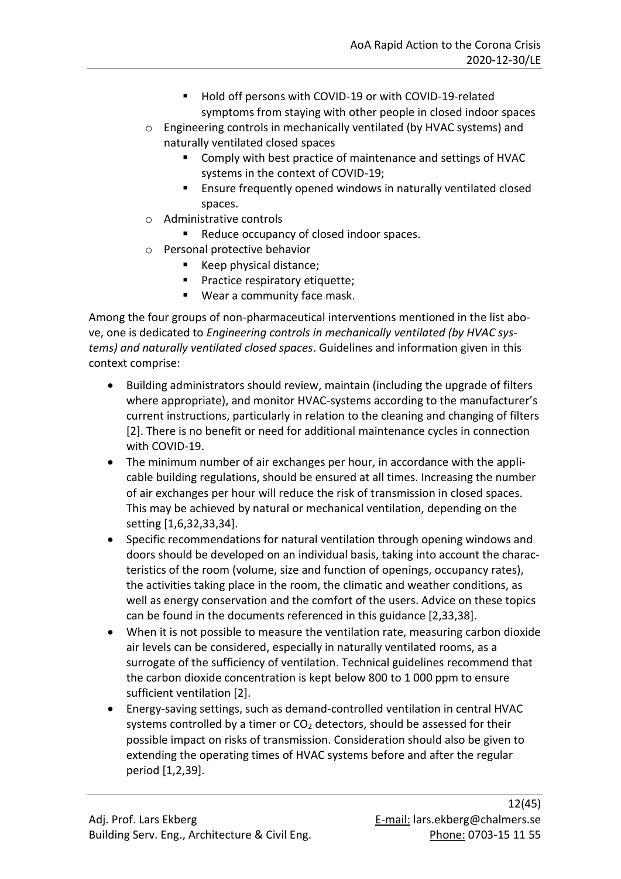- Hold off persons with COVID-19 or with COVID-19-related symptoms from staying with other people in closed indoor spaces
    - Engineering controls in mechanically ventilated (by HVAC systems) and naturally ventilated closed spaces
        - Comply with best practice of maintenance and settings of HVAC systems in the context of COVID-19;
        - Ensure frequently opened windows in naturally ventilated closed spaces.
    - Administrative controls
        - Reduce occupancy of closed indoor spaces.
    - Personal protective behavior
        - Keep physical distance;
        - Practice respiratory etiquette;
        - Wear a community face mask.

Among the four groups of non-pharmaceutical interventions mentioned in the list above, one is dedicated to *Engineering controls in mechanically ventilated (by HVAC systems) and naturally ventilated closed spaces*. Guidelines and information given in this context comprise:

- Building administrators should review, maintain (including the upgrade of filters where appropriate), and monitor HVAC-systems according to the manufacturer's current instructions, particularly in relation to the cleaning and changing of filters [2]. There is no benefit or need for additional maintenance cycles in connection with COVID-19.
- The minimum number of air exchanges per hour, in accordance with the applicable building regulations, should be ensured at all times. Increasing the number of air exchanges per hour will reduce the risk of transmission in closed spaces. This may be achieved by natural or mechanical ventilation, depending on the setting [1,6,32,33,34].
- Specific recommendations for natural ventilation through opening windows and doors should be developed on an individual basis, taking into account the characteristics of the room (volume, size and function of openings, occupancy rates), the activities taking place in the room, the climatic and weather conditions, as well as energy conservation and the comfort of the users. Advice on these topics can be found in the documents referenced in this guidance [2,33,38].
- When it is not possible to measure the ventilation rate, measuring carbon dioxide air levels can be considered, especially in naturally ventilated rooms, as a surrogate of the sufficiency of ventilation. Technical guidelines recommend that the carbon dioxide concentration is kept below 800 to 1 000 ppm to ensure sufficient ventilation [2].
- Energy-saving settings, such as demand-controlled ventilation in central HVAC systems controlled by a timer or $CO_2$ detectors, should be assessed for their possible impact on risks of transmission. Consideration should also be given to extending the operating times of HVAC systems before and after the regular period [1,2,39].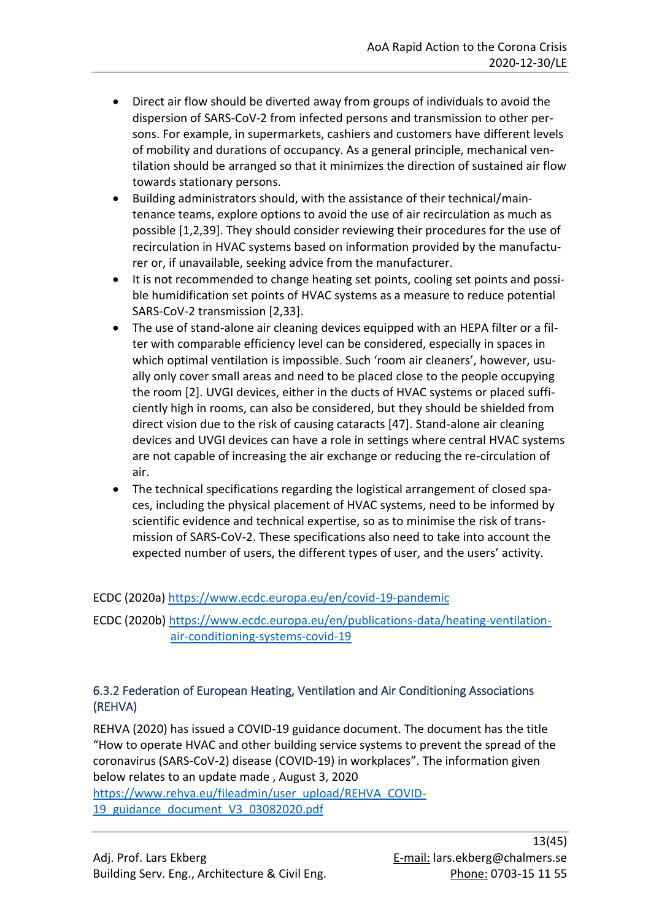- Direct air flow should be diverted away from groups of individuals to avoid the dispersion of SARS-CoV-2 from infected persons and transmission to other persons. For example, in supermarkets, cashiers and customers have different levels of mobility and durations of occupancy. As a general principle, mechanical ventilation should be arranged so that it minimizes the direction of sustained air flow towards stationary persons.
- Building administrators should, with the assistance of their technical/maintenance teams, explore options to avoid the use of air recirculation as much as possible [1,2,39]. They should consider reviewing their procedures for the use of recirculation in HVAC systems based on information provided by the manufacturer or, if unavailable, seeking advice from the manufacturer.
- It is not recommended to change heating set points, cooling set points and possible humidification set points of HVAC systems as a measure to reduce potential SARS-CoV-2 transmission [2,33].
- The use of stand-alone air cleaning devices equipped with an HEPA filter or a filter with comparable efficiency level can be considered, especially in spaces in which optimal ventilation is impossible. Such 'room air cleaners', however, usually only cover small areas and need to be placed close to the people occupying the room [2]. UVGI devices, either in the ducts of HVAC systems or placed sufficiently high in rooms, can also be considered, but they should be shielded from direct vision due to the risk of causing cataracts [47]. Stand-alone air cleaning devices and UVGI devices can have a role in settings where central HVAC systems are not capable of increasing the air exchange or reducing the re-circulation of air.
- The technical specifications regarding the logistical arrangement of closed spaces, including the physical placement of HVAC systems, need to be informed by scientific evidence and technical expertise, so as to minimise the risk of transmission of SARS-CoV-2. These specifications also need to take into account the expected number of users, the different types of user, and the users' activity.

ECDC (2020a) https://www.ecdc.europa.eu/en/covid-19-pandemic

ECDC (2020b) https://www.ecdc.europa.eu/en/publications-data/heating-ventilation-air-conditioning-systems-covid-19

### 6.3.2 Federation of European Heating, Ventilation and Air Conditioning Associations (REHVA)

REHVA (2020) has issued a COVID-19 guidance document. The document has the title "How to operate HVAC and other building service systems to prevent the spread of the coronavirus (SARS-CoV-2) disease (COVID-19) in workplaces". The information given below relates to an update made , August 3, 2020 https://www.rehva.eu/fileadmin/user_upload/REHVA_COVID-19_guidance_document_V3_03082020.pdf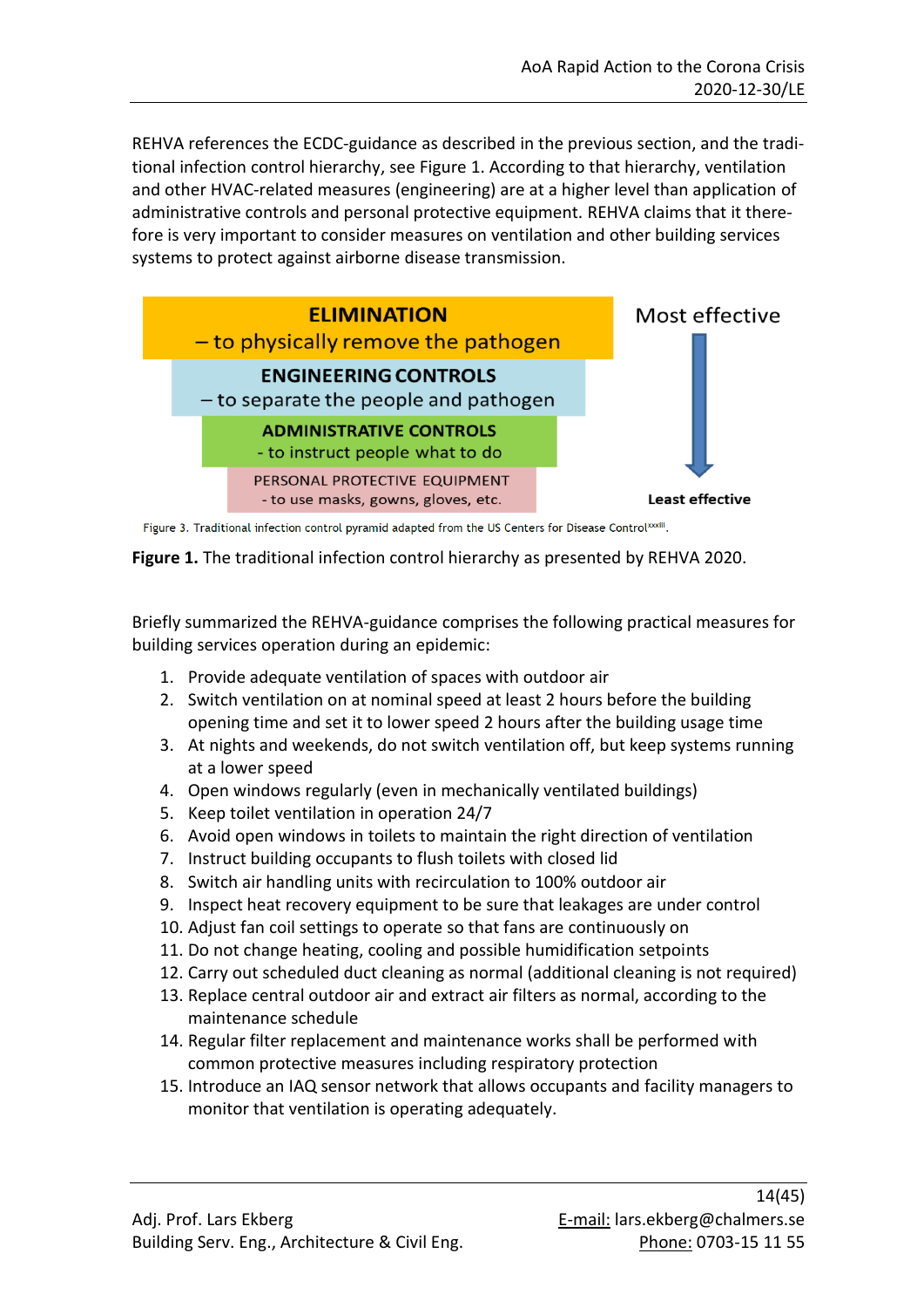REHVA references the ECDC-guidance as described in the previous section, and the traditional infection control hierarchy, see Figure 1. According to that hierarchy, ventilation and other HVAC-related measures (engineering) are at a higher level than application of administrative controls and personal protective equipment. REHVA claims that it therefore is very important to consider measures on ventilation and other building services systems to protect against airborne disease transmission.

ELIMINATION – to physically remove the pathogen

ENGINEERING CONTROLS – to separate the people and pathogen

ADMINISTRATIVE CONTROLS - to instruct people what to do

PERSONAL PROTECTIVE EQUIPMENT - to use masks, gowns, gloves, etc.

Most effective → Least effective

Figure 3. Traditional infection control pyramid adapted from the US Centers for Disease Control[xxxiii].

**Figure 1.** The traditional infection control hierarchy as presented by REHVA 2020.

Briefly summarized the REHVA-guidance comprises the following practical measures for building services operation during an epidemic:

1. Provide adequate ventilation of spaces with outdoor air
2. Switch ventilation on at nominal speed at least 2 hours before the building opening time and set it to lower speed 2 hours after the building usage time
3. At nights and weekends, do not switch ventilation off, but keep systems running at a lower speed
4. Open windows regularly (even in mechanically ventilated buildings)
5. Keep toilet ventilation in operation 24/7
6. Avoid open windows in toilets to maintain the right direction of ventilation
7. Instruct building occupants to flush toilets with closed lid
8. Switch air handling units with recirculation to 100% outdoor air
9. Inspect heat recovery equipment to be sure that leakages are under control
10. Adjust fan coil settings to operate so that fans are continuously on
11. Do not change heating, cooling and possible humidification setpoints
12. Carry out scheduled duct cleaning as normal (additional cleaning is not required)
13. Replace central outdoor air and extract air filters as normal, according to the maintenance schedule
14. Regular filter replacement and maintenance works shall be performed with common protective measures including respiratory protection
15. Introduce an IAQ sensor network that allows occupants and facility managers to monitor that ventilation is operating adequately.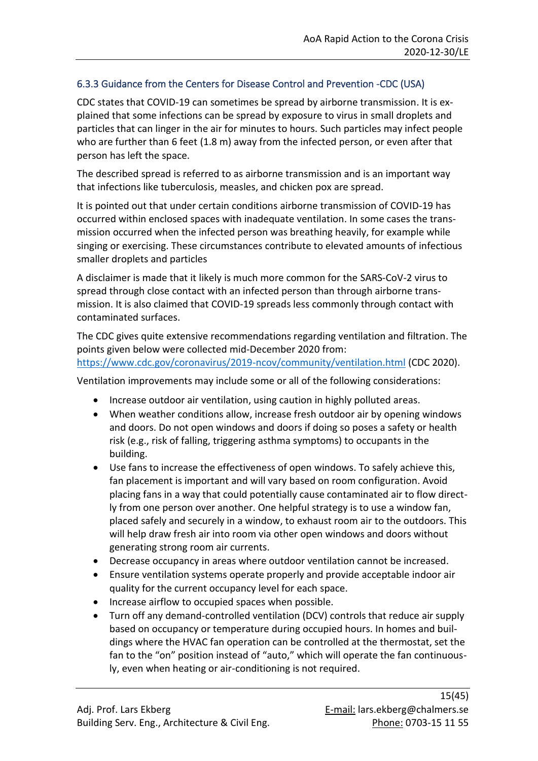### 6.3.3 Guidance from the Centers for Disease Control and Prevention -CDC (USA)

CDC states that COVID-19 can sometimes be spread by airborne transmission. It is explained that some infections can be spread by exposure to virus in small droplets and particles that can linger in the air for minutes to hours. Such particles may infect people who are further than 6 feet (1.8 m) away from the infected person, or even after that person has left the space.

The described spread is referred to as airborne transmission and is an important way that infections like tuberculosis, measles, and chicken pox are spread.

It is pointed out that under certain conditions airborne transmission of COVID-19 has occurred within enclosed spaces with inadequate ventilation. In some cases the transmission occurred when the infected person was breathing heavily, for example while singing or exercising. These circumstances contribute to elevated amounts of infectious smaller droplets and particles

A disclaimer is made that it likely is much more common for the SARS-CoV-2 virus to spread through close contact with an infected person than through airborne transmission. It is also claimed that COVID-19 spreads less commonly through contact with contaminated surfaces.

The CDC gives quite extensive recommendations regarding ventilation and filtration. The points given below were collected mid-December 2020 from: https://www.cdc.gov/coronavirus/2019-ncov/community/ventilation.html (CDC 2020).

Ventilation improvements may include some or all of the following considerations:

- Increase outdoor air ventilation, using caution in highly polluted areas.
- When weather conditions allow, increase fresh outdoor air by opening windows and doors. Do not open windows and doors if doing so poses a safety or health risk (e.g., risk of falling, triggering asthma symptoms) to occupants in the building.
- Use fans to increase the effectiveness of open windows. To safely achieve this, fan placement is important and will vary based on room configuration. Avoid placing fans in a way that could potentially cause contaminated air to flow directly from one person over another. One helpful strategy is to use a window fan, placed safely and securely in a window, to exhaust room air to the outdoors. This will help draw fresh air into room via other open windows and doors without generating strong room air currents.
- Decrease occupancy in areas where outdoor ventilation cannot be increased.
- Ensure ventilation systems operate properly and provide acceptable indoor air quality for the current occupancy level for each space.
- Increase airflow to occupied spaces when possible.
- Turn off any demand-controlled ventilation (DCV) controls that reduce air supply based on occupancy or temperature during occupied hours. In homes and buildings where the HVAC fan operation can be controlled at the thermostat, set the fan to the "on" position instead of "auto," which will operate the fan continuously, even when heating or air-conditioning is not required.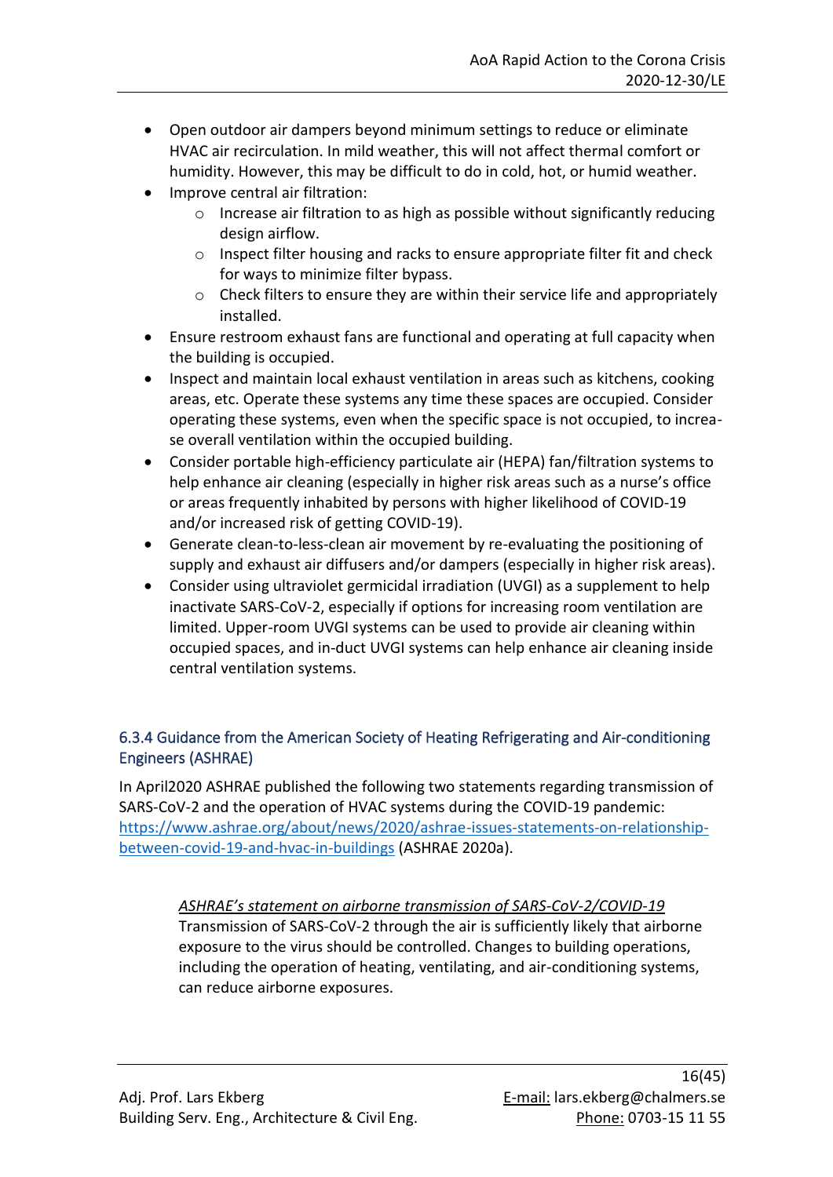- Open outdoor air dampers beyond minimum settings to reduce or eliminate HVAC air recirculation. In mild weather, this will not affect thermal comfort or humidity. However, this may be difficult to do in cold, hot, or humid weather.
- Improve central air filtration:
  - Increase air filtration to as high as possible without significantly reducing design airflow.
  - Inspect filter housing and racks to ensure appropriate filter fit and check for ways to minimize filter bypass.
  - Check filters to ensure they are within their service life and appropriately installed.
- Ensure restroom exhaust fans are functional and operating at full capacity when the building is occupied.
- Inspect and maintain local exhaust ventilation in areas such as kitchens, cooking areas, etc. Operate these systems any time these spaces are occupied. Consider operating these systems, even when the specific space is not occupied, to increase overall ventilation within the occupied building.
- Consider portable high-efficiency particulate air (HEPA) fan/filtration systems to help enhance air cleaning (especially in higher risk areas such as a nurse's office or areas frequently inhabited by persons with higher likelihood of COVID-19 and/or increased risk of getting COVID-19).
- Generate clean-to-less-clean air movement by re-evaluating the positioning of supply and exhaust air diffusers and/or dampers (especially in higher risk areas).
- Consider using ultraviolet germicidal irradiation (UVGI) as a supplement to help inactivate SARS-CoV-2, especially if options for increasing room ventilation are limited. Upper-room UVGI systems can be used to provide air cleaning within occupied spaces, and in-duct UVGI systems can help enhance air cleaning inside central ventilation systems.

### 6.3.4 Guidance from the American Society of Heating Refrigerating and Air-conditioning Engineers (ASHRAE)

In April2020 ASHRAE published the following two statements regarding transmission of SARS-CoV-2 and the operation of HVAC systems during the COVID-19 pandemic: https://www.ashrae.org/about/news/2020/ashrae-issues-statements-on-relationship-between-covid-19-and-hvac-in-buildings (ASHRAE 2020a).

> *ASHRAE's statement on airborne transmission of SARS-CoV-2/COVID-19*
> Transmission of SARS-CoV-2 through the air is sufficiently likely that airborne exposure to the virus should be controlled. Changes to building operations, including the operation of heating, ventilating, and air-conditioning systems, can reduce airborne exposures.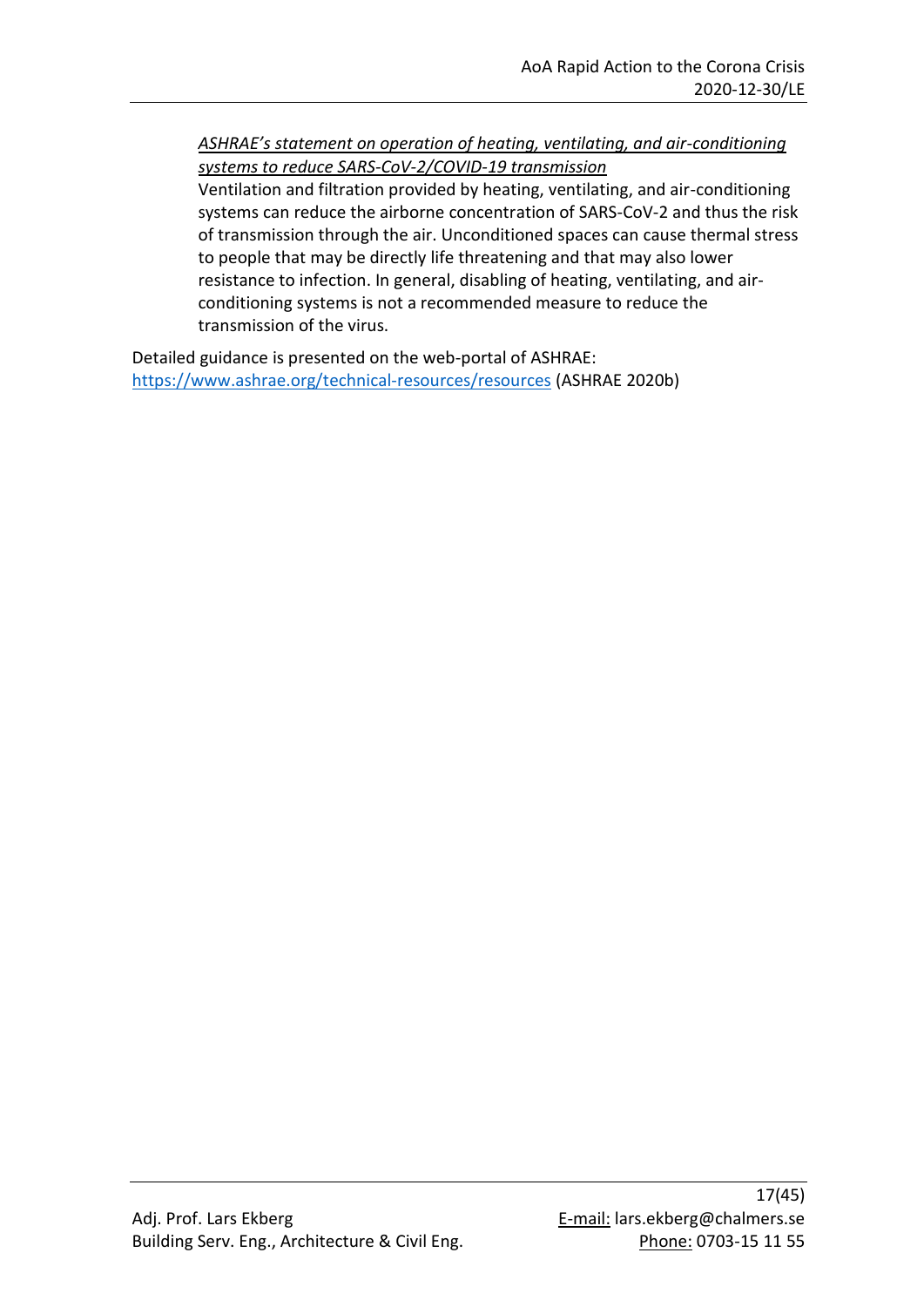> *ASHRAE's statement on operation of heating, ventilating, and air-conditioning systems to reduce SARS-CoV-2/COVID-19 transmission*
> Ventilation and filtration provided by heating, ventilating, and air-conditioning systems can reduce the airborne concentration of SARS-CoV-2 and thus the risk of transmission through the air. Unconditioned spaces can cause thermal stress to people that may be directly life threatening and that may also lower resistance to infection. In general, disabling of heating, ventilating, and air-conditioning systems is not a recommended measure to reduce the transmission of the virus.

Detailed guidance is presented on the web-portal of ASHRAE: https://www.ashrae.org/technical-resources/resources (ASHRAE 2020b)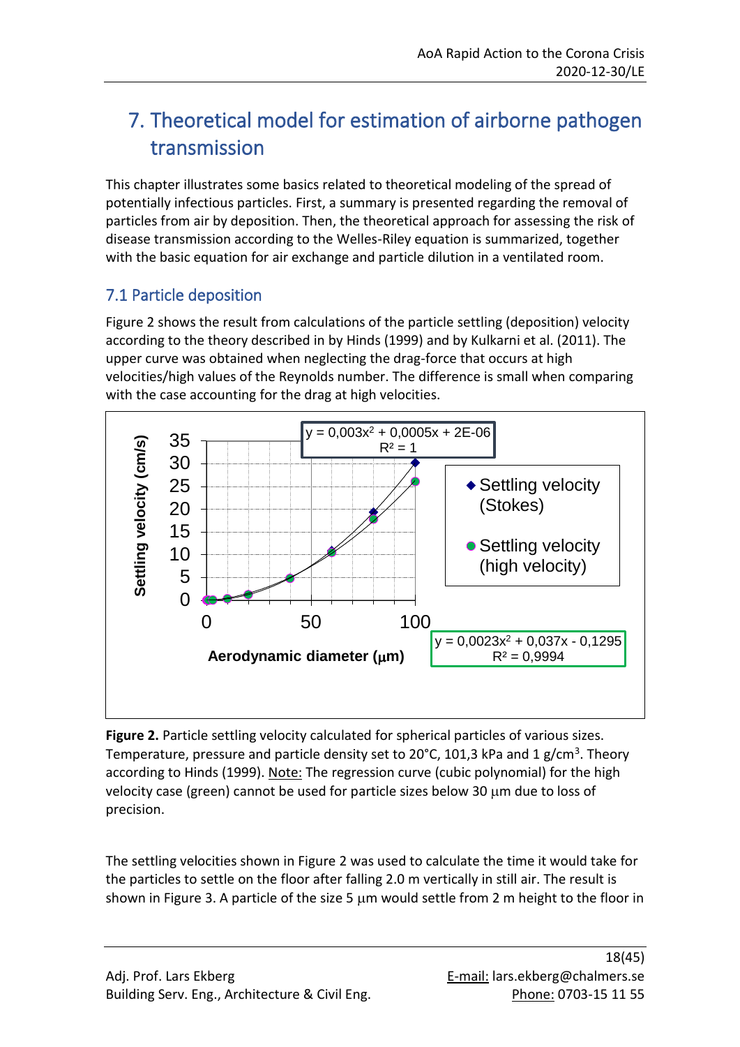# 7. Theoretical model for estimation of airborne pathogen transmission

This chapter illustrates some basics related to theoretical modeling of the spread of potentially infectious particles. First, a summary is presented regarding the removal of particles from air by deposition. Then, the theoretical approach for assessing the risk of disease transmission according to the Welles-Riley equation is summarized, together with the basic equation for air exchange and particle dilution in a ventilated room.

## 7.1 Particle deposition

Figure 2 shows the result from calculations of the particle settling (deposition) velocity according to the theory described in by Hinds (1999) and by Kulkarni et al. (2011). The upper curve was obtained when neglecting the drag-force that occurs at high velocities/high values of the Reynolds number. The difference is small when comparing with the case accounting for the drag at high velocities.

**Figure 2.** Particle settling velocity calculated for spherical particles of various sizes. Temperature, pressure and particle density set to 20°C, 101,3 kPa and 1 g/cm$^3$. Theory according to Hinds (1999). Note: The regression curve (cubic polynomial) for the high velocity case (green) cannot be used for particle sizes below 30 μm due to loss of precision.

The settling velocities shown in Figure 2 was used to calculate the time it would take for the particles to settle on the floor after falling 2.0 m vertically in still air. The result is shown in Figure 3. A particle of the size 5 μm would settle from 2 m height to the floor in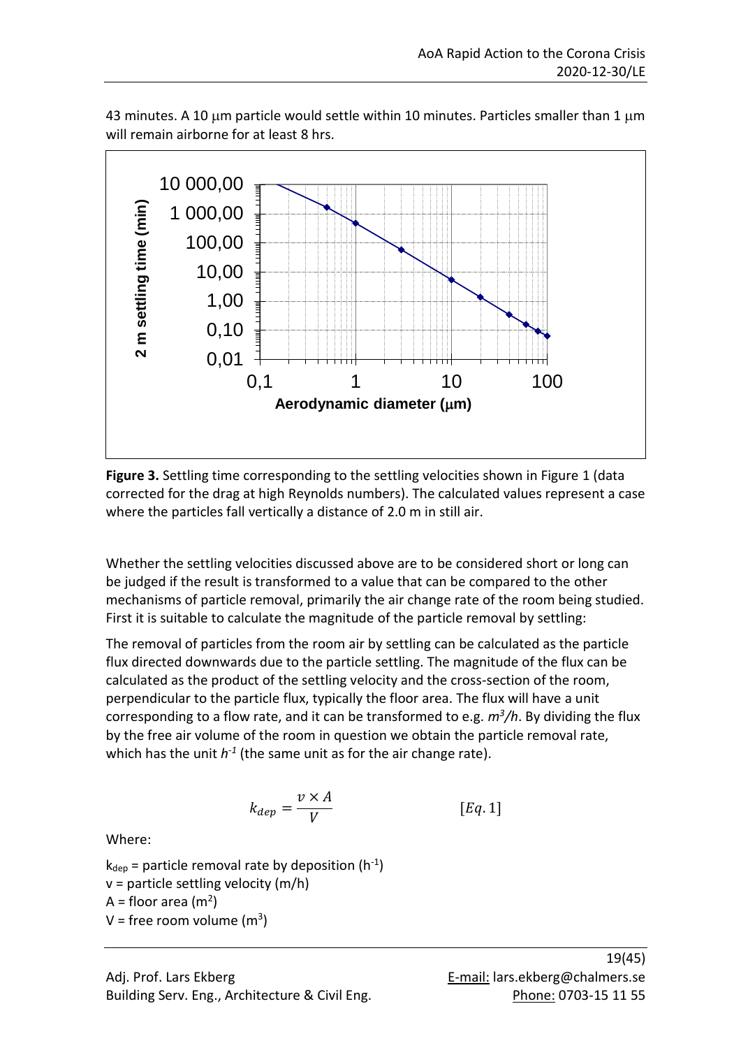43 minutes. A 10 μm particle would settle within 10 minutes. Particles smaller than 1 μm will remain airborne for at least 8 hrs.

**Figure 3.** Settling time corresponding to the settling velocities shown in Figure 1 (data corrected for the drag at high Reynolds numbers). The calculated values represent a case where the particles fall vertically a distance of 2.0 m in still air.

Whether the settling velocities discussed above are to be considered short or long can be judged if the result is transformed to a value that can be compared to the other mechanisms of particle removal, primarily the air change rate of the room being studied. First it is suitable to calculate the magnitude of the particle removal by settling:

The removal of particles from the room air by settling can be calculated as the particle flux directed downwards due to the particle settling. The magnitude of the flux can be calculated as the product of the settling velocity and the cross-section of the room, perpendicular to the particle flux, typically the floor area. The flux will have a unit corresponding to a flow rate, and it can be transformed to e.g. $m^3/h$. By dividing the flux by the free air volume of the room in question we obtain the particle removal rate, which has the unit $h^{-1}$ (the same unit as for the air change rate).

$$k_{dep} = \frac{v \times A}{V} \qquad [Eq. 1]$$

Where:

$k_{dep}$ = particle removal rate by deposition ($h^{-1}$)
$v$ = particle settling velocity (m/h)
$A$ = floor area ($m^2$)
$V$ = free room volume ($m^3$)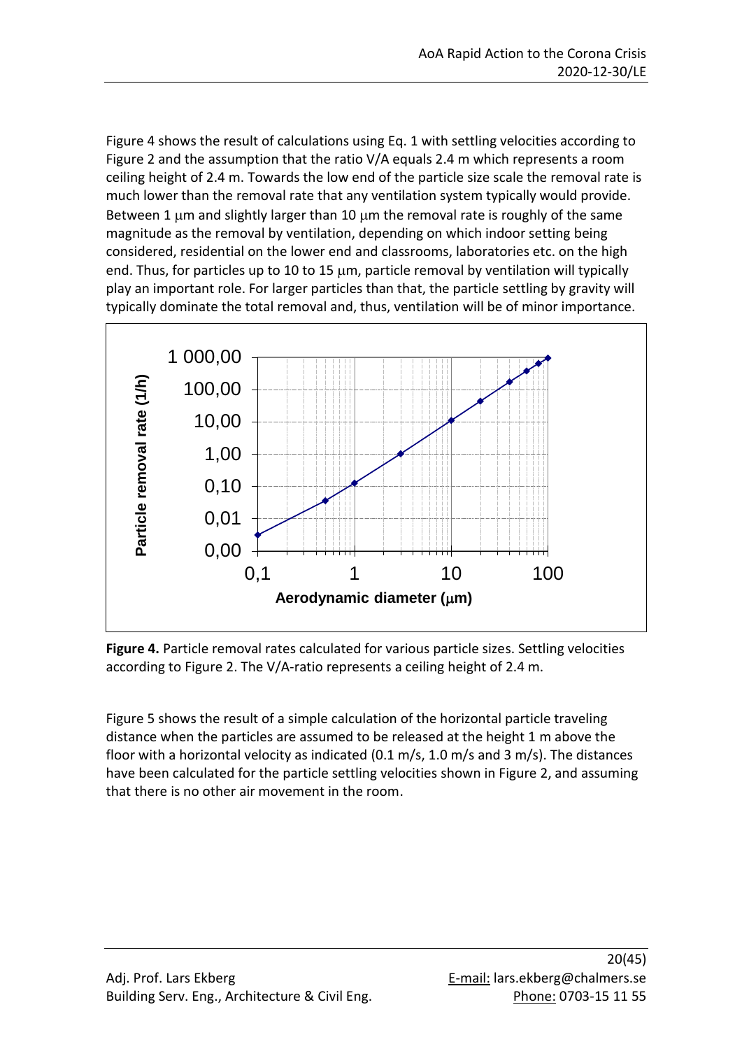Figure 4 shows the result of calculations using Eq. 1 with settling velocities according to Figure 2 and the assumption that the ratio V/A equals 2.4 m which represents a room ceiling height of 2.4 m. Towards the low end of the particle size scale the removal rate is much lower than the removal rate that any ventilation system typically would provide. Between 1 μm and slightly larger than 10 μm the removal rate is roughly of the same magnitude as the removal by ventilation, depending on which indoor setting being considered, residential on the lower end and classrooms, laboratories etc. on the high end. Thus, for particles up to 10 to 15 μm, particle removal by ventilation will typically play an important role. For larger particles than that, the particle settling by gravity will typically dominate the total removal and, thus, ventilation will be of minor importance.

**Figure 4.** Particle removal rates calculated for various particle sizes. Settling velocities according to Figure 2. The V/A-ratio represents a ceiling height of 2.4 m.

Figure 5 shows the result of a simple calculation of the horizontal particle traveling distance when the particles are assumed to be released at the height 1 m above the floor with a horizontal velocity as indicated (0.1 m/s, 1.0 m/s and 3 m/s). The distances have been calculated for the particle settling velocities shown in Figure 2, and assuming that there is no other air movement in the room.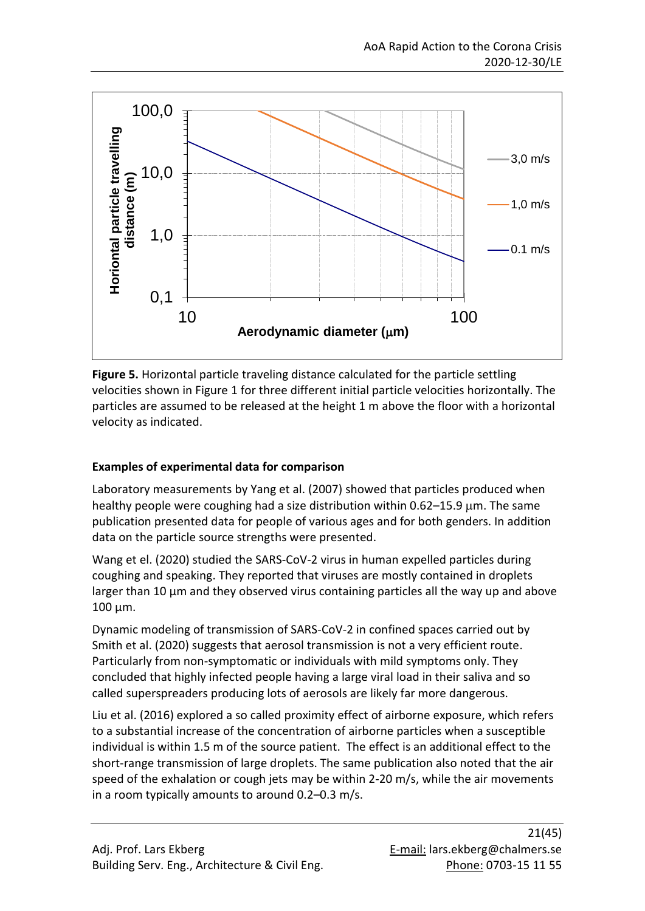**Figure 5.** Horizontal particle traveling distance calculated for the particle settling velocities shown in Figure 1 for three different initial particle velocities horizontally. The particles are assumed to be released at the height 1 m above the floor with a horizontal velocity as indicated.

**Examples of experimental data for comparison**

Laboratory measurements by Yang et al. (2007) showed that particles produced when healthy people were coughing had a size distribution within 0.62–15.9 μm. The same publication presented data for people of various ages and for both genders. In addition data on the particle source strengths were presented.

Wang et el. (2020) studied the SARS-CoV-2 virus in human expelled particles during coughing and speaking. They reported that viruses are mostly contained in droplets larger than 10 µm and they observed virus containing particles all the way up and above 100 µm.

Dynamic modeling of transmission of SARS-CoV-2 in confined spaces carried out by Smith et al. (2020) suggests that aerosol transmission is not a very efficient route. Particularly from non-symptomatic or individuals with mild symptoms only. They concluded that highly infected people having a large viral load in their saliva and so called superspreaders producing lots of aerosols are likely far more dangerous.

Liu et al. (2016) explored a so called proximity effect of airborne exposure, which refers to a substantial increase of the concentration of airborne particles when a susceptible individual is within 1.5 m of the source patient. The effect is an additional effect to the short-range transmission of large droplets. The same publication also noted that the air speed of the exhalation or cough jets may be within 2-20 m/s, while the air movements in a room typically amounts to around 0.2–0.3 m/s.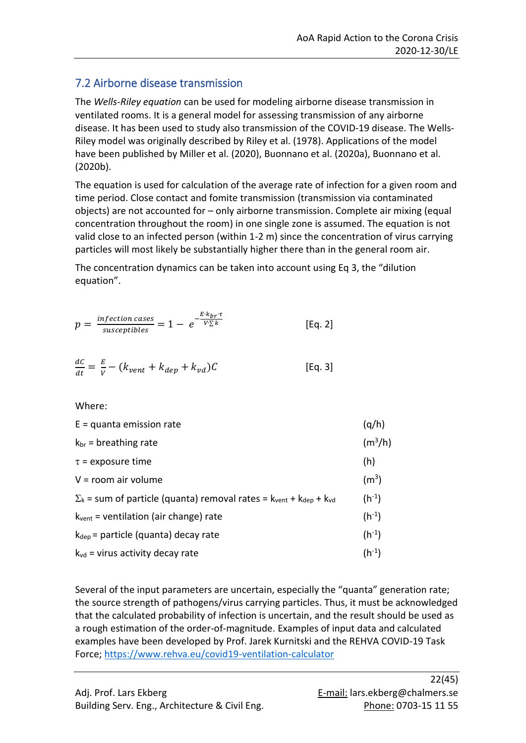## 7.2 Airborne disease transmission

The *Wells-Riley equation* can be used for modeling airborne disease transmission in ventilated rooms. It is a general model for assessing transmission of any airborne disease. It has been used to study also transmission of the COVID-19 disease. The Wells-Riley model was originally described by Riley et al. (1978). Applications of the model have been published by Miller et al. (2020), Buonnano et al. (2020a), Buonnano et al. (2020b).

The equation is used for calculation of the average rate of infection for a given room and time period. Close contact and fomite transmission (transmission via contaminated objects) are not accounted for – only airborne transmission. Complete air mixing (equal concentration throughout the room) in one single zone is assumed. The equation is not valid close to an infected person (within 1-2 m) since the concentration of virus carrying particles will most likely be substantially higher there than in the general room air.

The concentration dynamics can be taken into account using Eq 3, the "dilution equation".

$$p = \frac{infection\ cases}{susceptibles} = 1 - e^{-\frac{E \cdot k_{br} \cdot \tau}{V \cdot \sum k}} \qquad \text{[Eq. 2]}$$

$$\frac{dC}{dt} = \frac{E}{V} - (k_{vent} + k_{dep} + k_{vd})C \qquad \text{[Eq. 3]}$$

Where:

| | |
|---|---|
| $E$ = quanta emission rate | (q/h) |
| $k_{br}$ = breathing rate | ($m^3$/h) |
| $\tau$ = exposure time | (h) |
| $V$ = room air volume | ($m^3$) |
| $\Sigma_k$ = sum of particle (quanta) removal rates = $k_{vent} + k_{dep} + k_{vd}$ | ($h^{-1}$) |
| $k_{vent}$ = ventilation (air change) rate | ($h^{-1}$) |
| $k_{dep}$ = particle (quanta) decay rate | ($h^{-1}$) |
| $k_{vd}$ = virus activity decay rate | ($h^{-1}$) |

Several of the input parameters are uncertain, especially the "quanta" generation rate; the source strength of pathogens/virus carrying particles. Thus, it must be acknowledged that the calculated probability of infection is uncertain, and the result should be used as a rough estimation of the order-of-magnitude. Examples of input data and calculated examples have been developed by Prof. Jarek Kurnitski and the REHVA COVID-19 Task Force; https://www.rehva.eu/covid19-ventilation-calculator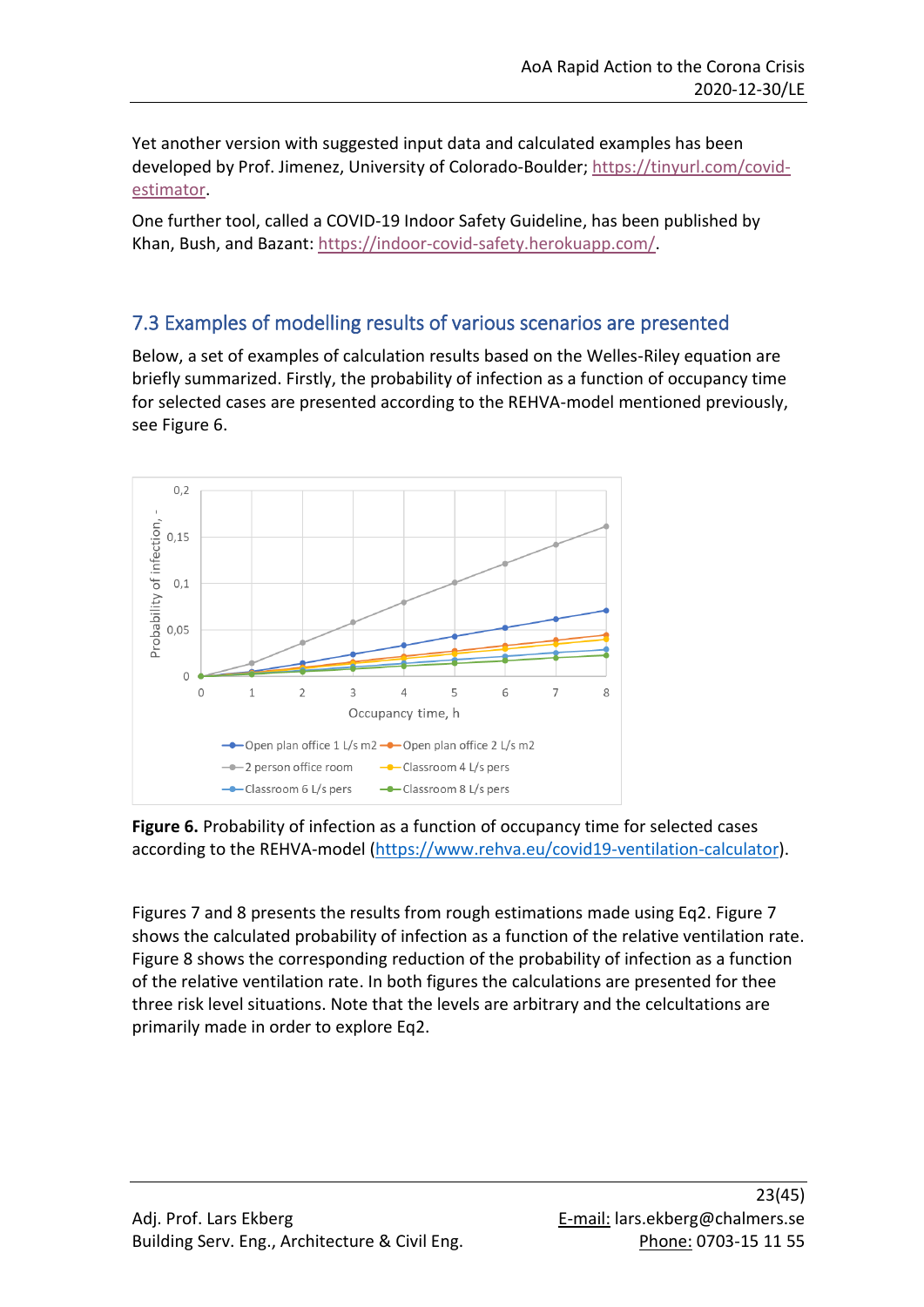Yet another version with suggested input data and calculated examples has been developed by Prof. Jimenez, University of Colorado-Boulder; https://tinyurl.com/covid-estimator.

One further tool, called a COVID-19 Indoor Safety Guideline, has been published by Khan, Bush, and Bazant: https://indoor-covid-safety.herokuapp.com/.

## 7.3 Examples of modelling results of various scenarios are presented

Below, a set of examples of calculation results based on the Welles-Riley equation are briefly summarized. Firstly, the probability of infection as a function of occupancy time for selected cases are presented according to the REHVA-model mentioned previously, see Figure 6.

**Figure 6.** Probability of infection as a function of occupancy time for selected cases according to the REHVA-model (https://www.rehva.eu/covid19-ventilation-calculator).

Figures 7 and 8 presents the results from rough estimations made using Eq2. Figure 7 shows the calculated probability of infection as a function of the relative ventilation rate. Figure 8 shows the corresponding reduction of the probability of infection as a function of the relative ventilation rate. In both figures the calculations are presented for thee three risk level situations. Note that the levels are arbitrary and the celcultations are primarily made in order to explore Eq2.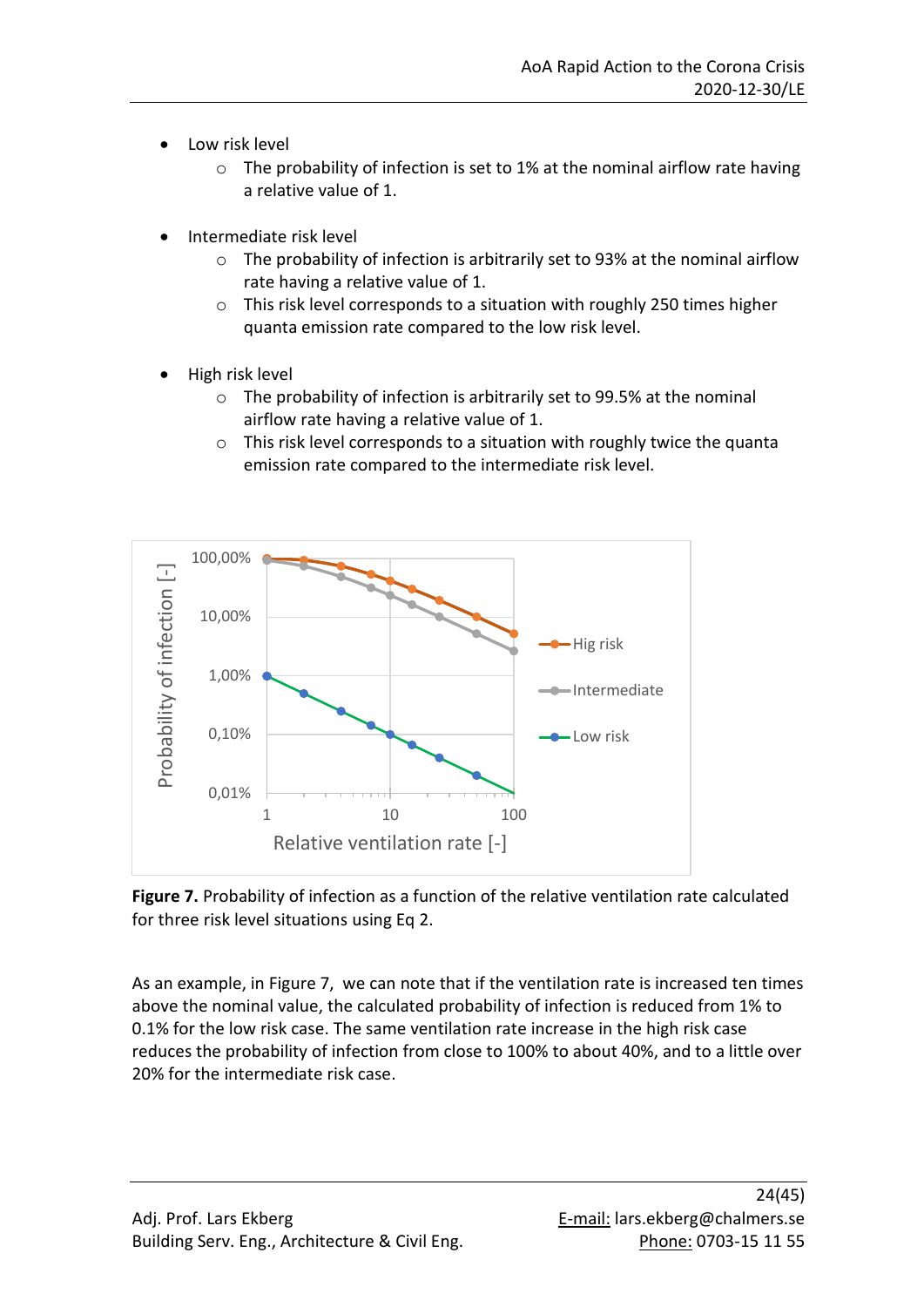- Low risk level
    - The probability of infection is set to 1% at the nominal airflow rate having a relative value of 1.
- Intermediate risk level
    - The probability of infection is arbitrarily set to 93% at the nominal airflow rate having a relative value of 1.
    - This risk level corresponds to a situation with roughly 250 times higher quanta emission rate compared to the low risk level.
- High risk level
    - The probability of infection is arbitrarily set to 99.5% at the nominal airflow rate having a relative value of 1.
    - This risk level corresponds to a situation with roughly twice the quanta emission rate compared to the intermediate risk level.

**Figure 7.** Probability of infection as a function of the relative ventilation rate calculated for three risk level situations using Eq 2.

As an example, in Figure 7, we can note that if the ventilation rate is increased ten times above the nominal value, the calculated probability of infection is reduced from 1% to 0.1% for the low risk case. The same ventilation rate increase in the high risk case reduces the probability of infection from close to 100% to about 40%, and to a little over 20% for the intermediate risk case.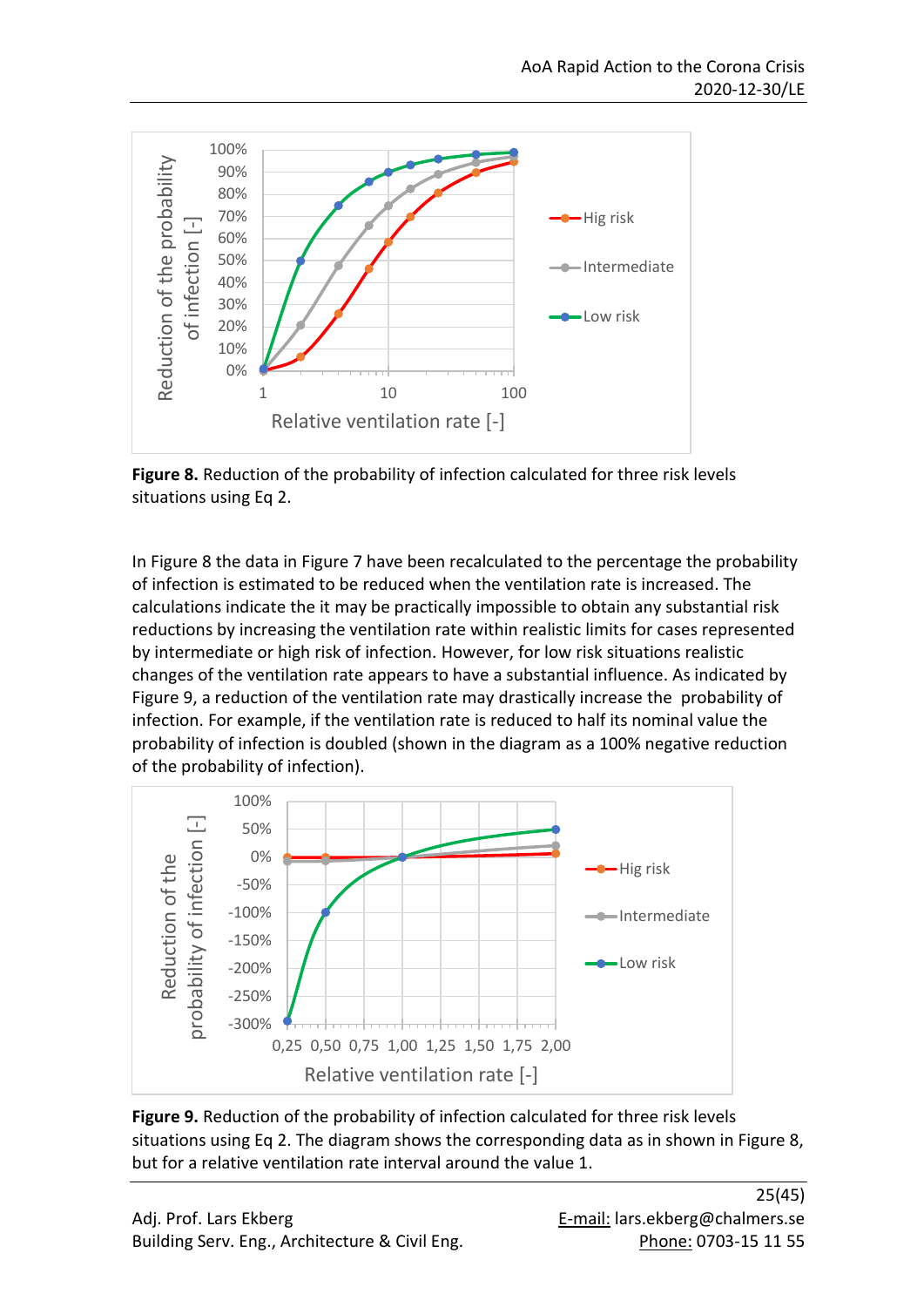**Figure 8.** Reduction of the probability of infection calculated for three risk levels situations using Eq 2.

In Figure 8 the data in Figure 7 have been recalculated to the percentage the probability of infection is estimated to be reduced when the ventilation rate is increased. The calculations indicate the it may be practically impossible to obtain any substantial risk reductions by increasing the ventilation rate within realistic limits for cases represented by intermediate or high risk of infection. However, for low risk situations realistic changes of the ventilation rate appears to have a substantial influence. As indicated by Figure 9, a reduction of the ventilation rate may drastically increase the probability of infection. For example, if the ventilation rate is reduced to half its nominal value the probability of infection is doubled (shown in the diagram as a 100% negative reduction of the probability of infection).

**Figure 9.** Reduction of the probability of infection calculated for three risk levels situations using Eq 2. The diagram shows the corresponding data as in shown in Figure 8, but for a relative ventilation rate interval around the value 1.

Adj. Prof. Lars Ekberg
Building Serv. Eng., Architecture & Civil Eng.

E-mail: lars.ekberg@chalmers.se
Phone: 0703-15 11 55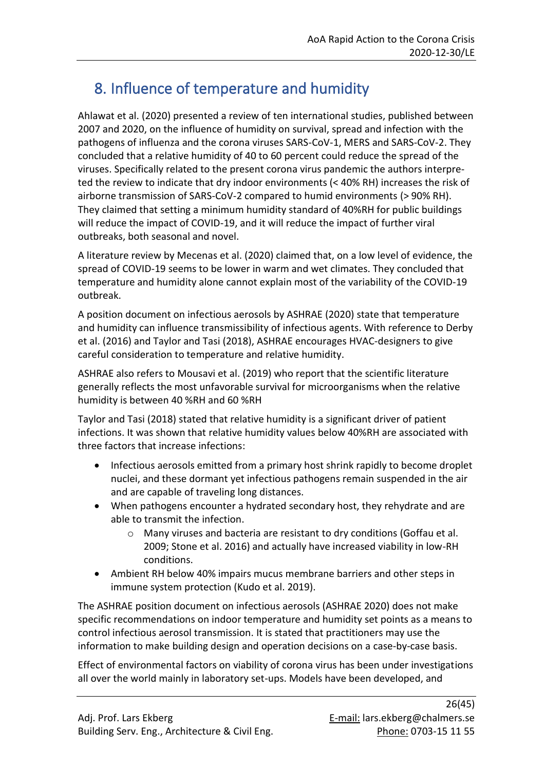# 8. Influence of temperature and humidity

Ahlawat et al. (2020) presented a review of ten international studies, published between 2007 and 2020, on the influence of humidity on survival, spread and infection with the pathogens of influenza and the corona viruses SARS-CoV-1, MERS and SARS-CoV-2. They concluded that a relative humidity of 40 to 60 percent could reduce the spread of the viruses. Specifically related to the present corona virus pandemic the authors interpreted the review to indicate that dry indoor environments (< 40% RH) increases the risk of airborne transmission of SARS-CoV-2 compared to humid environments (> 90% RH). They claimed that setting a minimum humidity standard of 40%RH for public buildings will reduce the impact of COVID-19, and it will reduce the impact of further viral outbreaks, both seasonal and novel.

A literature review by Mecenas et al. (2020) claimed that, on a low level of evidence, the spread of COVID-19 seems to be lower in warm and wet climates. They concluded that temperature and humidity alone cannot explain most of the variability of the COVID-19 outbreak.

A position document on infectious aerosols by ASHRAE (2020) state that temperature and humidity can influence transmissibility of infectious agents. With reference to Derby et al. (2016) and Taylor and Tasi (2018), ASHRAE encourages HVAC-designers to give careful consideration to temperature and relative humidity.

ASHRAE also refers to Mousavi et al. (2019) who report that the scientific literature generally reflects the most unfavorable survival for microorganisms when the relative humidity is between 40 %RH and 60 %RH

Taylor and Tasi (2018) stated that relative humidity is a significant driver of patient infections. It was shown that relative humidity values below 40%RH are associated with three factors that increase infections:

- Infectious aerosols emitted from a primary host shrink rapidly to become droplet nuclei, and these dormant yet infectious pathogens remain suspended in the air and are capable of traveling long distances.
- When pathogens encounter a hydrated secondary host, they rehydrate and are able to transmit the infection.
  - Many viruses and bacteria are resistant to dry conditions (Goffau et al. 2009; Stone et al. 2016) and actually have increased viability in low-RH conditions.
- Ambient RH below 40% impairs mucus membrane barriers and other steps in immune system protection (Kudo et al. 2019).

The ASHRAE position document on infectious aerosols (ASHRAE 2020) does not make specific recommendations on indoor temperature and humidity set points as a means to control infectious aerosol transmission. It is stated that practitioners may use the information to make building design and operation decisions on a case-by-case basis.

Effect of environmental factors on viability of corona virus has been under investigations all over the world mainly in laboratory set-ups. Models have been developed, and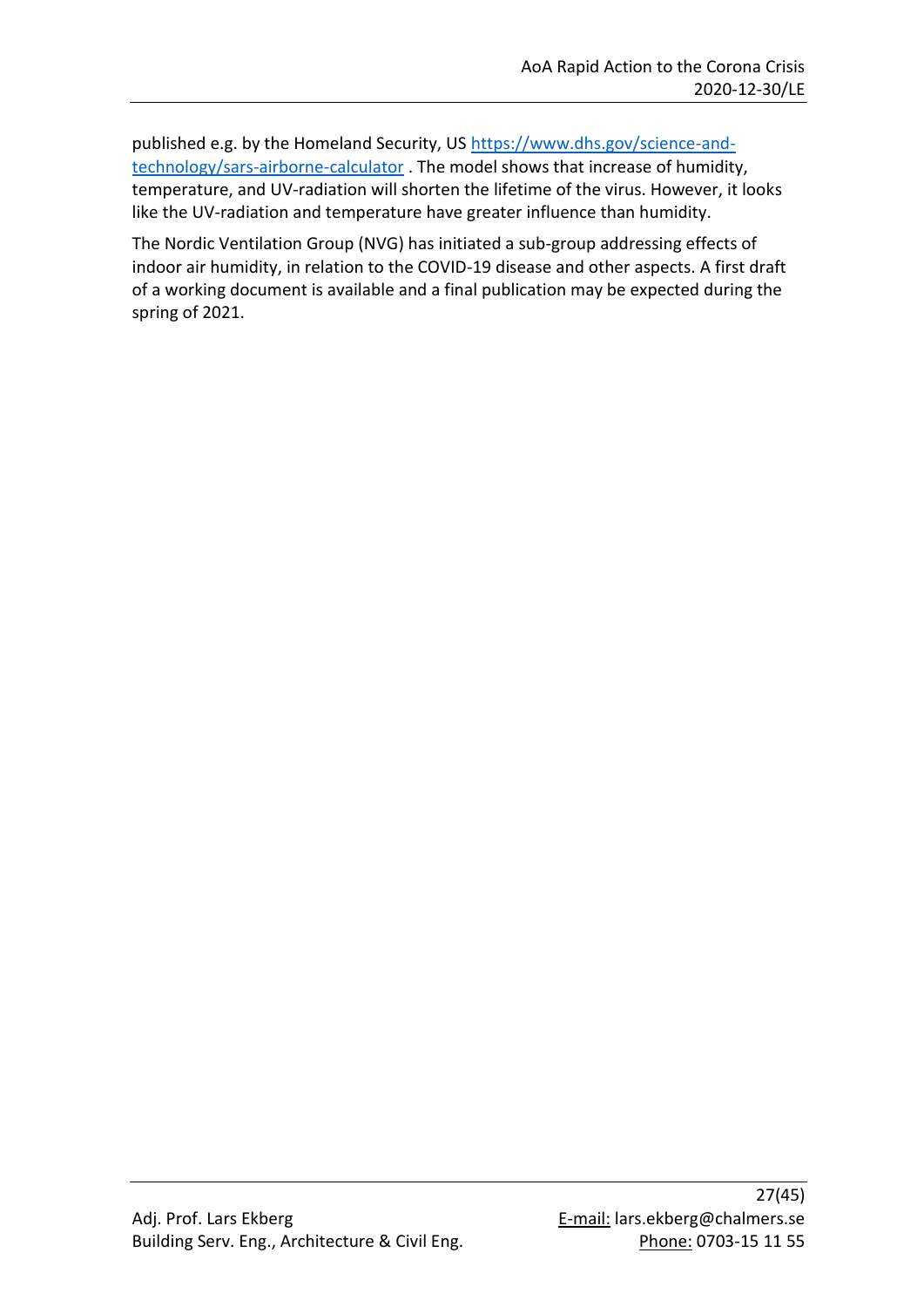published e.g. by the Homeland Security, US [https://www.dhs.gov/science-and-technology/sars-airborne-calculator](https://www.dhs.gov/science-and-technology/sars-airborne-calculator) . The model shows that increase of humidity, temperature, and UV-radiation will shorten the lifetime of the virus. However, it looks like the UV-radiation and temperature have greater influence than humidity.

The Nordic Ventilation Group (NVG) has initiated a sub-group addressing effects of indoor air humidity, in relation to the COVID-19 disease and other aspects. A first draft of a working document is available and a final publication may be expected during the spring of 2021.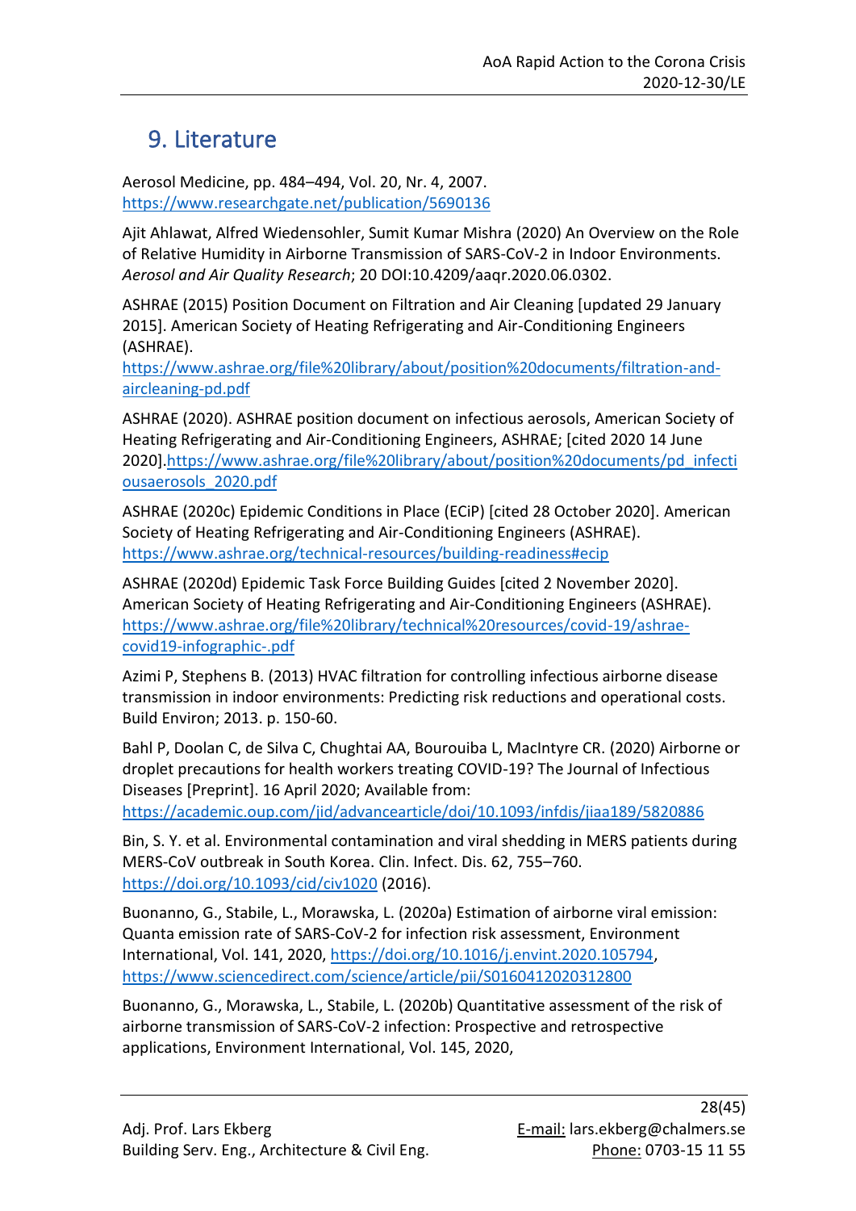# 9. Literature

Aerosol Medicine, pp. 484–494, Vol. 20, Nr. 4, 2007. https://www.researchgate.net/publication/5690136

Ajit Ahlawat, Alfred Wiedensohler, Sumit Kumar Mishra (2020) An Overview on the Role of Relative Humidity in Airborne Transmission of SARS-CoV-2 in Indoor Environments. *Aerosol and Air Quality Research*; 20 DOI:10.4209/aaqr.2020.06.0302.

ASHRAE (2015) Position Document on Filtration and Air Cleaning [updated 29 January 2015]. American Society of Heating Refrigerating and Air-Conditioning Engineers (ASHRAE). https://www.ashrae.org/file%20library/about/position%20documents/filtration-and-aircleaning-pd.pdf

ASHRAE (2020). ASHRAE position document on infectious aerosols, American Society of Heating Refrigerating and Air-Conditioning Engineers, ASHRAE; [cited 2020 14 June 2020].https://www.ashrae.org/file%20library/about/position%20documents/pd_infectiousaerosols_2020.pdf

ASHRAE (2020c) Epidemic Conditions in Place (ECiP) [cited 28 October 2020]. American Society of Heating Refrigerating and Air-Conditioning Engineers (ASHRAE). https://www.ashrae.org/technical-resources/building-readiness#ecip

ASHRAE (2020d) Epidemic Task Force Building Guides [cited 2 November 2020]. American Society of Heating Refrigerating and Air-Conditioning Engineers (ASHRAE). https://www.ashrae.org/file%20library/technical%20resources/covid-19/ashrae-covid19-infographic-.pdf

Azimi P, Stephens B. (2013) HVAC filtration for controlling infectious airborne disease transmission in indoor environments: Predicting risk reductions and operational costs. Build Environ; 2013. p. 150-60.

Bahl P, Doolan C, de Silva C, Chughtai AA, Bourouiba L, MacIntyre CR. (2020) Airborne or droplet precautions for health workers treating COVID-19? The Journal of Infectious Diseases [Preprint]. 16 April 2020; Available from: https://academic.oup.com/jid/advancearticle/doi/10.1093/infdis/jiaa189/5820886

Bin, S. Y. et al. Environmental contamination and viral shedding in MERS patients during MERS-CoV outbreak in South Korea. Clin. Infect. Dis. 62, 755–760. https://doi.org/10.1093/cid/civ1020 (2016).

Buonanno, G., Stabile, L., Morawska, L. (2020a) Estimation of airborne viral emission: Quanta emission rate of SARS-CoV-2 for infection risk assessment, Environment International, Vol. 141, 2020, https://doi.org/10.1016/j.envint.2020.105794, https://www.sciencedirect.com/science/article/pii/S0160412020312800

Buonanno, G., Morawska, L., Stabile, L. (2020b) Quantitative assessment of the risk of airborne transmission of SARS-CoV-2 infection: Prospective and retrospective applications, Environment International, Vol. 145, 2020,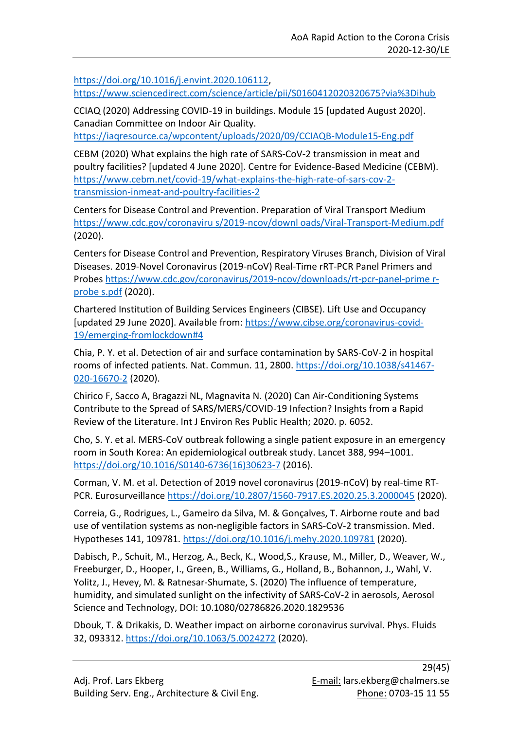https://doi.org/10.1016/j.envint.2020.106112,
https://www.sciencedirect.com/science/article/pii/S0160412020320675?via%3Dihub

CCIAQ (2020) Addressing COVID-19 in buildings. Module 15 [updated August 2020]. Canadian Committee on Indoor Air Quality.
https://iaqresource.ca/wpcontent/uploads/2020/09/CCIAQB-Module15-Eng.pdf

CEBM (2020) What explains the high rate of SARS-CoV-2 transmission in meat and poultry facilities? [updated 4 June 2020]. Centre for Evidence-Based Medicine (CEBM). https://www.cebm.net/covid-19/what-explains-the-high-rate-of-sars-cov-2-transmission-inmeat-and-poultry-facilities-2

Centers for Disease Control and Prevention. Preparation of Viral Transport Medium https://www.cdc.gov/coronaviru s/2019-ncov/downl oads/Viral-Transport-Medium.pdf (2020).

Centers for Disease Control and Prevention, Respiratory Viruses Branch, Division of Viral Diseases. 2019-Novel Coronavirus (2019-nCoV) Real-Time rRT-PCR Panel Primers and Probes https://www.cdc.gov/coronavirus/2019-ncov/downloads/rt-pcr-panel-prime r-probe s.pdf (2020).

Chartered Institution of Building Services Engineers (CIBSE). Lift Use and Occupancy [updated 29 June 2020]. Available from: https://www.cibse.org/coronavirus-covid-19/emerging-fromlockdown#4

Chia, P. Y. et al. Detection of air and surface contamination by SARS-CoV-2 in hospital rooms of infected patients. Nat. Commun. 11, 2800. https://doi.org/10.1038/s41467-020-16670-2 (2020).

Chirico F, Sacco A, Bragazzi NL, Magnavita N. (2020) Can Air-Conditioning Systems Contribute to the Spread of SARS/MERS/COVID-19 Infection? Insights from a Rapid Review of the Literature. Int J Environ Res Public Health; 2020. p. 6052.

Cho, S. Y. et al. MERS-CoV outbreak following a single patient exposure in an emergency room in South Korea: An epidemiological outbreak study. Lancet 388, 994–1001. https://doi.org/10.1016/S0140-6736(16)30623-7 (2016).

Corman, V. M. et al. Detection of 2019 novel coronavirus (2019-nCoV) by real-time RT-PCR. Eurosurveillance https://doi.org/10.2807/1560-7917.ES.2020.25.3.2000045 (2020).

Correia, G., Rodrigues, L., Gameiro da Silva, M. & Gonçalves, T. Airborne route and bad use of ventilation systems as non-negligible factors in SARS-CoV-2 transmission. Med. Hypotheses 141, 109781. https://doi.org/10.1016/j.mehy.2020.109781 (2020).

Dabisch, P., Schuit, M., Herzog, A., Beck, K., Wood,S., Krause, M., Miller, D., Weaver, W., Freeburger, D., Hooper, I., Green, B., Williams, G., Holland, B., Bohannon, J., Wahl, V. Yolitz, J., Hevey, M. & Ratnesar-Shumate, S. (2020) The influence of temperature, humidity, and simulated sunlight on the infectivity of SARS-CoV-2 in aerosols, Aerosol Science and Technology, DOI: 10.1080/02786826.2020.1829536

Dbouk, T. & Drikakis, D. Weather impact on airborne coronavirus survival. Phys. Fluids 32, 093312. https://doi.org/10.1063/5.0024272 (2020).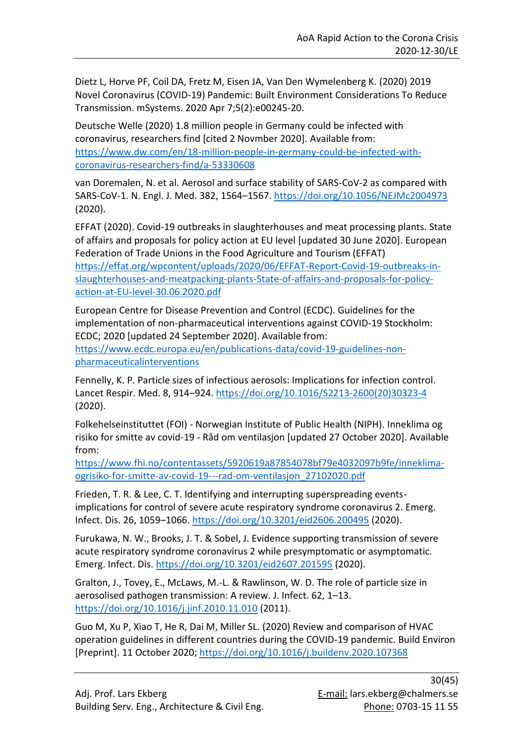Dietz L, Horve PF, Coil DA, Fretz M, Eisen JA, Van Den Wymelenberg K. (2020) 2019 Novel Coronavirus (COVID-19) Pandemic: Built Environment Considerations To Reduce Transmission. mSystems. 2020 Apr 7;5(2):e00245-20.

Deutsche Welle (2020) 1.8 million people in Germany could be infected with coronavirus, researchers find [cited 2 Novmber 2020]. Available from: https://www.dw.com/en/18-million-people-in-germany-could-be-infected-with-coronavirus-researchers-find/a-53330608

van Doremalen, N. et al. Aerosol and surface stability of SARS-CoV-2 as compared with SARS-CoV-1. N. Engl. J. Med. 382, 1564–1567. https://doi.org/10.1056/NEJMc2004973 (2020).

EFFAT (2020). Covid-19 outbreaks in slaughterhouses and meat processing plants. State of affairs and proposals for policy action at EU level [updated 30 June 2020]. European Federation of Trade Unions in the Food Agriculture and Tourism (EFFAT) https://effat.org/wpcontent/uploads/2020/06/EFFAT-Report-Covid-19-outbreaks-in-slaughterhouses-and-meatpacking-plants-State-of-affairs-and-proposals-for-policy-action-at-EU-level-30.06.2020.pdf

European Centre for Disease Prevention and Control (ECDC). Guidelines for the implementation of non-pharmaceutical interventions against COVID-19 Stockholm: ECDC; 2020 [updated 24 September 2020]. Available from: https://www.ecdc.europa.eu/en/publications-data/covid-19-guidelines-non-pharmaceuticalinterventions

Fennelly, K. P. Particle sizes of infectious aerosols: Implications for infection control. Lancet Respir. Med. 8, 914–924. https://doi.org/10.1016/S2213-2600(20)30323-4 (2020).

Folkehelseinstituttet (FOI) - Norwegian Institute of Public Health (NIPH). Inneklima og risiko for smitte av covid-19 - Råd om ventilasjon [updated 27 October 2020]. Available from: https://www.fhi.no/contentassets/5920619a87854078bf79e4032097b9fe/inneklima-ogrisiko-for-smitte-av-covid-19---rad-om-ventilasjon_27102020.pdf

Frieden, T. R. & Lee, C. T. Identifying and interrupting superspreading events-implications for control of severe acute respiratory syndrome coronavirus 2. Emerg. Infect. Dis. 26, 1059–1066. https://doi.org/10.3201/eid2606.200495 (2020).

Furukawa, N. W., Brooks, J. T. & Sobel, J. Evidence supporting transmission of severe acute respiratory syndrome coronavirus 2 while presymptomatic or asymptomatic. Emerg. Infect. Dis. https://doi.org/10.3201/eid2607.201595 (2020).

Gralton, J., Tovey, E., McLaws, M.-L. & Rawlinson, W. D. The role of particle size in aerosolised pathogen transmission: A review. J. Infect. 62, 1–13. https://doi.org/10.1016/j.jinf.2010.11.010 (2011).

Guo M, Xu P, Xiao T, He R, Dai M, Miller SL. (2020) Review and comparison of HVAC operation guidelines in different countries during the COVID-19 pandemic. Build Environ [Preprint]. 11 October 2020; https://doi.org/10.1016/j.buildenv.2020.107368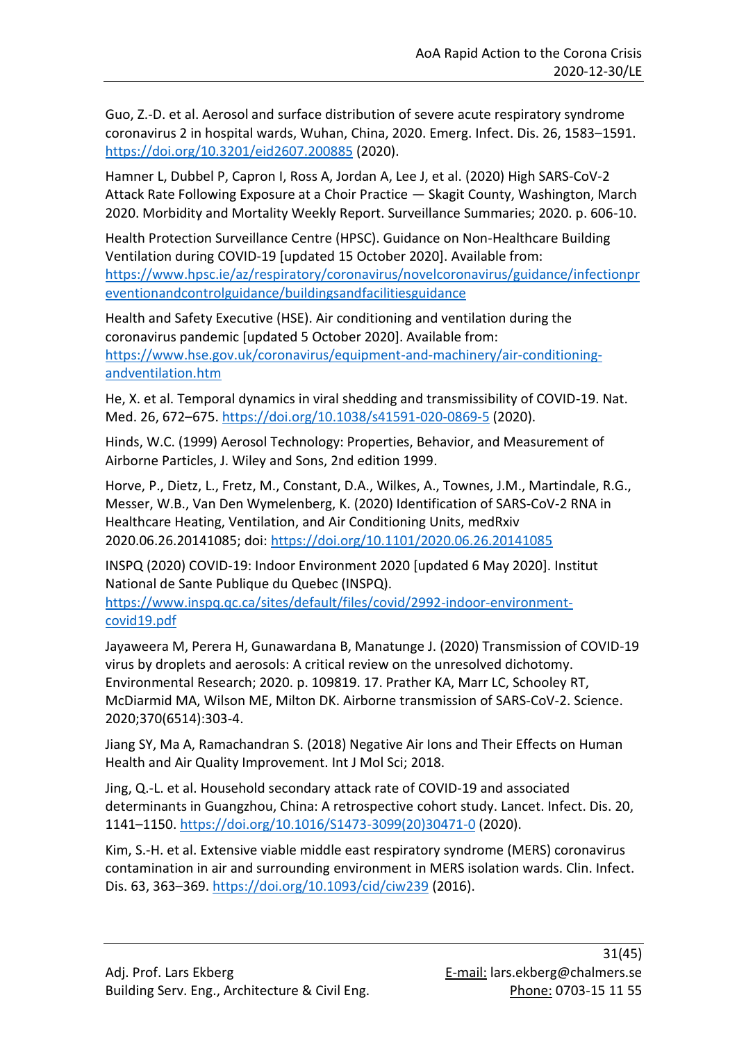Guo, Z.-D. et al. Aerosol and surface distribution of severe acute respiratory syndrome coronavirus 2 in hospital wards, Wuhan, China, 2020. Emerg. Infect. Dis. 26, 1583–1591. https://doi.org/10.3201/eid2607.200885 (2020).

Hamner L, Dubbel P, Capron I, Ross A, Jordan A, Lee J, et al. (2020) High SARS-CoV-2 Attack Rate Following Exposure at a Choir Practice — Skagit County, Washington, March 2020. Morbidity and Mortality Weekly Report. Surveillance Summaries; 2020. p. 606-10.

Health Protection Surveillance Centre (HPSC). Guidance on Non-Healthcare Building Ventilation during COVID-19 [updated 15 October 2020]. Available from: https://www.hpsc.ie/az/respiratory/coronavirus/novelcoronavirus/guidance/infectionpreventionandcontrolguidance/buildingsandfacilitiesguidance

Health and Safety Executive (HSE). Air conditioning and ventilation during the coronavirus pandemic [updated 5 October 2020]. Available from: https://www.hse.gov.uk/coronavirus/equipment-and-machinery/air-conditioning-andventilation.htm

He, X. et al. Temporal dynamics in viral shedding and transmissibility of COVID-19. Nat. Med. 26, 672–675. https://doi.org/10.1038/s41591-020-0869-5 (2020).

Hinds, W.C. (1999) Aerosol Technology: Properties, Behavior, and Measurement of Airborne Particles, J. Wiley and Sons, 2nd edition 1999.

Horve, P., Dietz, L., Fretz, M., Constant, D.A., Wilkes, A., Townes, J.M., Martindale, R.G., Messer, W.B., Van Den Wymelenberg, K. (2020) Identification of SARS-CoV-2 RNA in Healthcare Heating, Ventilation, and Air Conditioning Units, medRxiv 2020.06.26.20141085; doi: https://doi.org/10.1101/2020.06.26.20141085

INSPQ (2020) COVID-19: Indoor Environment 2020 [updated 6 May 2020]. Institut National de Sante Publique du Quebec (INSPQ). https://www.inspq.qc.ca/sites/default/files/covid/2992-indoor-environment-covid19.pdf

Jayaweera M, Perera H, Gunawardana B, Manatunge J. (2020) Transmission of COVID-19 virus by droplets and aerosols: A critical review on the unresolved dichotomy. Environmental Research; 2020. p. 109819. 17. Prather KA, Marr LC, Schooley RT, McDiarmid MA, Wilson ME, Milton DK. Airborne transmission of SARS-CoV-2. Science. 2020;370(6514):303-4.

Jiang SY, Ma A, Ramachandran S. (2018) Negative Air Ions and Their Effects on Human Health and Air Quality Improvement. Int J Mol Sci; 2018.

Jing, Q.-L. et al. Household secondary attack rate of COVID-19 and associated determinants in Guangzhou, China: A retrospective cohort study. Lancet. Infect. Dis. 20, 1141–1150. https://doi.org/10.1016/S1473-3099(20)30471-0 (2020).

Kim, S.-H. et al. Extensive viable middle east respiratory syndrome (MERS) coronavirus contamination in air and surrounding environment in MERS isolation wards. Clin. Infect. Dis. 63, 363–369. https://doi.org/10.1093/cid/ciw239 (2016).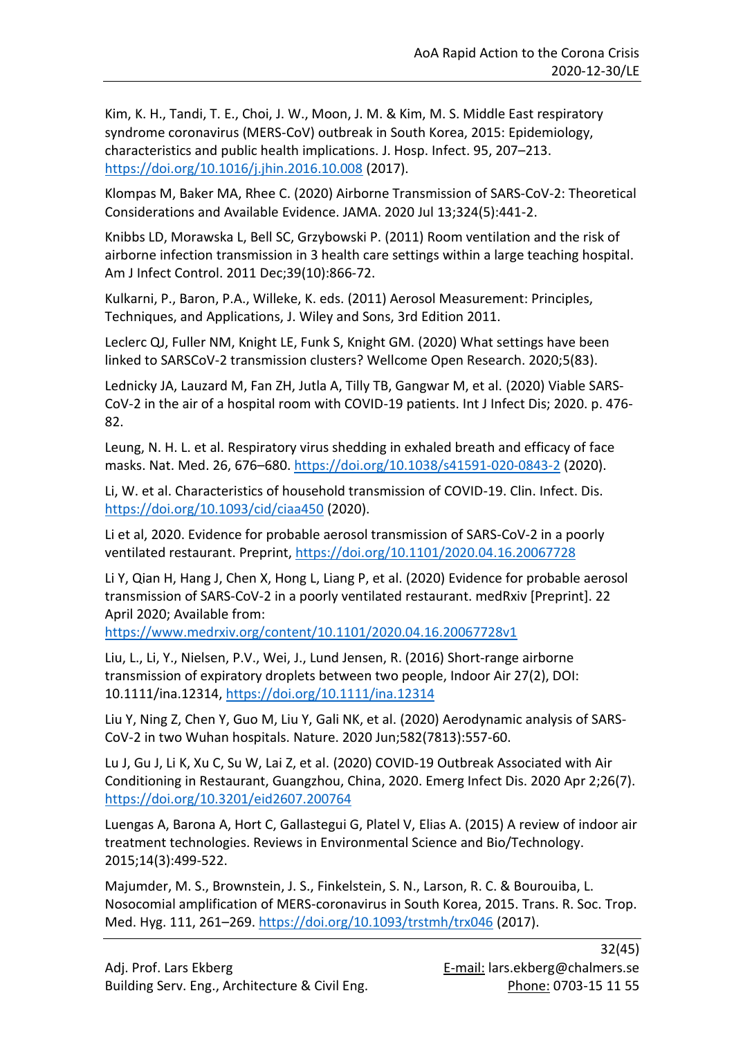Kim, K. H., Tandi, T. E., Choi, J. W., Moon, J. M. & Kim, M. S. Middle East respiratory syndrome coronavirus (MERS-CoV) outbreak in South Korea, 2015: Epidemiology, characteristics and public health implications. J. Hosp. Infect. 95, 207–213. https://doi.org/10.1016/j.jhin.2016.10.008 (2017).

Klompas M, Baker MA, Rhee C. (2020) Airborne Transmission of SARS-CoV-2: Theoretical Considerations and Available Evidence. JAMA. 2020 Jul 13;324(5):441-2.

Knibbs LD, Morawska L, Bell SC, Grzybowski P. (2011) Room ventilation and the risk of airborne infection transmission in 3 health care settings within a large teaching hospital. Am J Infect Control. 2011 Dec;39(10):866-72.

Kulkarni, P., Baron, P.A., Willeke, K. eds. (2011) Aerosol Measurement: Principles, Techniques, and Applications, J. Wiley and Sons, 3rd Edition 2011.

Leclerc QJ, Fuller NM, Knight LE, Funk S, Knight GM. (2020) What settings have been linked to SARSCoV-2 transmission clusters? Wellcome Open Research. 2020;5(83).

Lednicky JA, Lauzard M, Fan ZH, Jutla A, Tilly TB, Gangwar M, et al. (2020) Viable SARS-CoV-2 in the air of a hospital room with COVID-19 patients. Int J Infect Dis; 2020. p. 476-82.

Leung, N. H. L. et al. Respiratory virus shedding in exhaled breath and efficacy of face masks. Nat. Med. 26, 676–680. https://doi.org/10.1038/s41591-020-0843-2 (2020).

Li, W. et al. Characteristics of household transmission of COVID-19. Clin. Infect. Dis. https://doi.org/10.1093/cid/ciaa450 (2020).

Li et al, 2020. Evidence for probable aerosol transmission of SARS-CoV-2 in a poorly ventilated restaurant. Preprint, https://doi.org/10.1101/2020.04.16.20067728

Li Y, Qian H, Hang J, Chen X, Hong L, Liang P, et al. (2020) Evidence for probable aerosol transmission of SARS-CoV-2 in a poorly ventilated restaurant. medRxiv [Preprint]. 22 April 2020; Available from: https://www.medrxiv.org/content/10.1101/2020.04.16.20067728v1

Liu, L., Li, Y., Nielsen, P.V., Wei, J., Lund Jensen, R. (2016) Short-range airborne transmission of expiratory droplets between two people, Indoor Air 27(2), DOI: 10.1111/ina.12314, https://doi.org/10.1111/ina.12314

Liu Y, Ning Z, Chen Y, Guo M, Liu Y, Gali NK, et al. (2020) Aerodynamic analysis of SARS-CoV-2 in two Wuhan hospitals. Nature. 2020 Jun;582(7813):557-60.

Lu J, Gu J, Li K, Xu C, Su W, Lai Z, et al. (2020) COVID-19 Outbreak Associated with Air Conditioning in Restaurant, Guangzhou, China, 2020. Emerg Infect Dis. 2020 Apr 2;26(7). https://doi.org/10.3201/eid2607.200764

Luengas A, Barona A, Hort C, Gallastegui G, Platel V, Elias A. (2015) A review of indoor air treatment technologies. Reviews in Environmental Science and Bio/Technology. 2015;14(3):499-522.

Majumder, M. S., Brownstein, J. S., Finkelstein, S. N., Larson, R. C. & Bourouiba, L. Nosocomial amplification of MERS-coronavirus in South Korea, 2015. Trans. R. Soc. Trop. Med. Hyg. 111, 261–269. https://doi.org/10.1093/trstmh/trx046 (2017).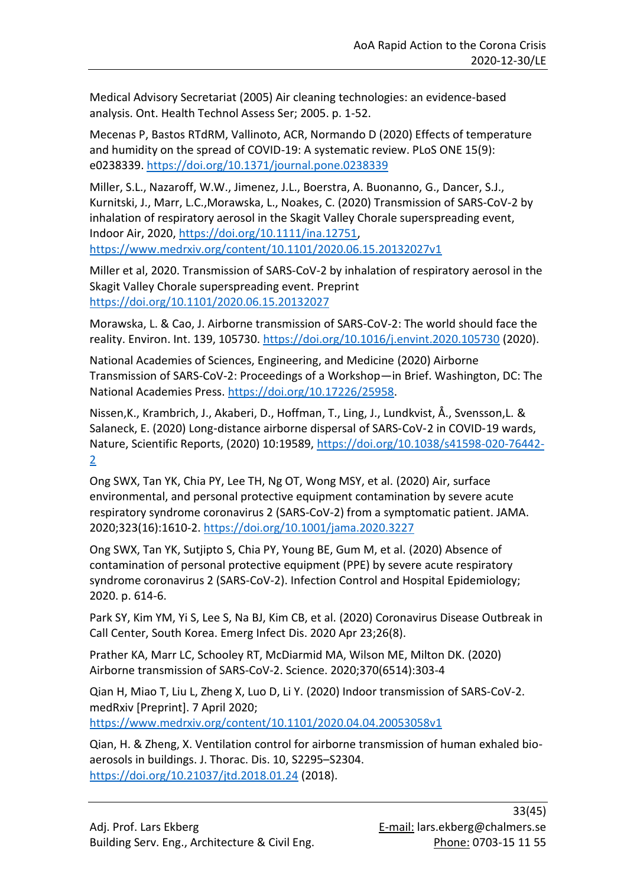Medical Advisory Secretariat (2005) Air cleaning technologies: an evidence-based analysis. Ont. Health Technol Assess Ser; 2005. p. 1-52.

Mecenas P, Bastos RTdRM, Vallinoto, ACR, Normando D (2020) Effects of temperature and humidity on the spread of COVID-19: A systematic review. PLoS ONE 15(9): e0238339. https://doi.org/10.1371/journal.pone.0238339

Miller, S.L., Nazaroff, W.W., Jimenez, J.L., Boerstra, A. Buonanno, G., Dancer, S.J., Kurnitski, J., Marr, L.C.,Morawska, L., Noakes, C. (2020) Transmission of SARS-CoV-2 by inhalation of respiratory aerosol in the Skagit Valley Chorale superspreading event, Indoor Air, 2020, https://doi.org/10.1111/ina.12751, https://www.medrxiv.org/content/10.1101/2020.06.15.20132027v1

Miller et al, 2020. Transmission of SARS-CoV-2 by inhalation of respiratory aerosol in the Skagit Valley Chorale superspreading event. Preprint https://doi.org/10.1101/2020.06.15.20132027

Morawska, L. & Cao, J. Airborne transmission of SARS-CoV-2: The world should face the reality. Environ. Int. 139, 105730. https://doi.org/10.1016/j.envint.2020.105730 (2020).

National Academies of Sciences, Engineering, and Medicine (2020) Airborne Transmission of SARS-CoV-2: Proceedings of a Workshop—in Brief. Washington, DC: The National Academies Press. https://doi.org/10.17226/25958.

Nissen,K., Krambrich, J., Akaberi, D., Hoffman, T., Ling, J., Lundkvist, Å., Svensson,L. & Salaneck, E. (2020) Long-distance airborne dispersal of SARS-CoV-2 in COVID-19 wards, Nature, Scientific Reports, (2020) 10:19589, https://doi.org/10.1038/s41598-020-76442-2

Ong SWX, Tan YK, Chia PY, Lee TH, Ng OT, Wong MSY, et al. (2020) Air, surface environmental, and personal protective equipment contamination by severe acute respiratory syndrome coronavirus 2 (SARS-CoV-2) from a symptomatic patient. JAMA. 2020;323(16):1610-2. https://doi.org/10.1001/jama.2020.3227

Ong SWX, Tan YK, Sutjipto S, Chia PY, Young BE, Gum M, et al. (2020) Absence of contamination of personal protective equipment (PPE) by severe acute respiratory syndrome coronavirus 2 (SARS-CoV-2). Infection Control and Hospital Epidemiology; 2020. p. 614-6.

Park SY, Kim YM, Yi S, Lee S, Na BJ, Kim CB, et al. (2020) Coronavirus Disease Outbreak in Call Center, South Korea. Emerg Infect Dis. 2020 Apr 23;26(8).

Prather KA, Marr LC, Schooley RT, McDiarmid MA, Wilson ME, Milton DK. (2020) Airborne transmission of SARS-CoV-2. Science. 2020;370(6514):303-4

Qian H, Miao T, Liu L, Zheng X, Luo D, Li Y. (2020) Indoor transmission of SARS-CoV-2. medRxiv [Preprint]. 7 April 2020; https://www.medrxiv.org/content/10.1101/2020.04.04.20053058v1

Qian, H. & Zheng, X. Ventilation control for airborne transmission of human exhaled bio-aerosols in buildings. J. Thorac. Dis. 10, S2295–S2304. https://doi.org/10.21037/jtd.2018.01.24 (2018).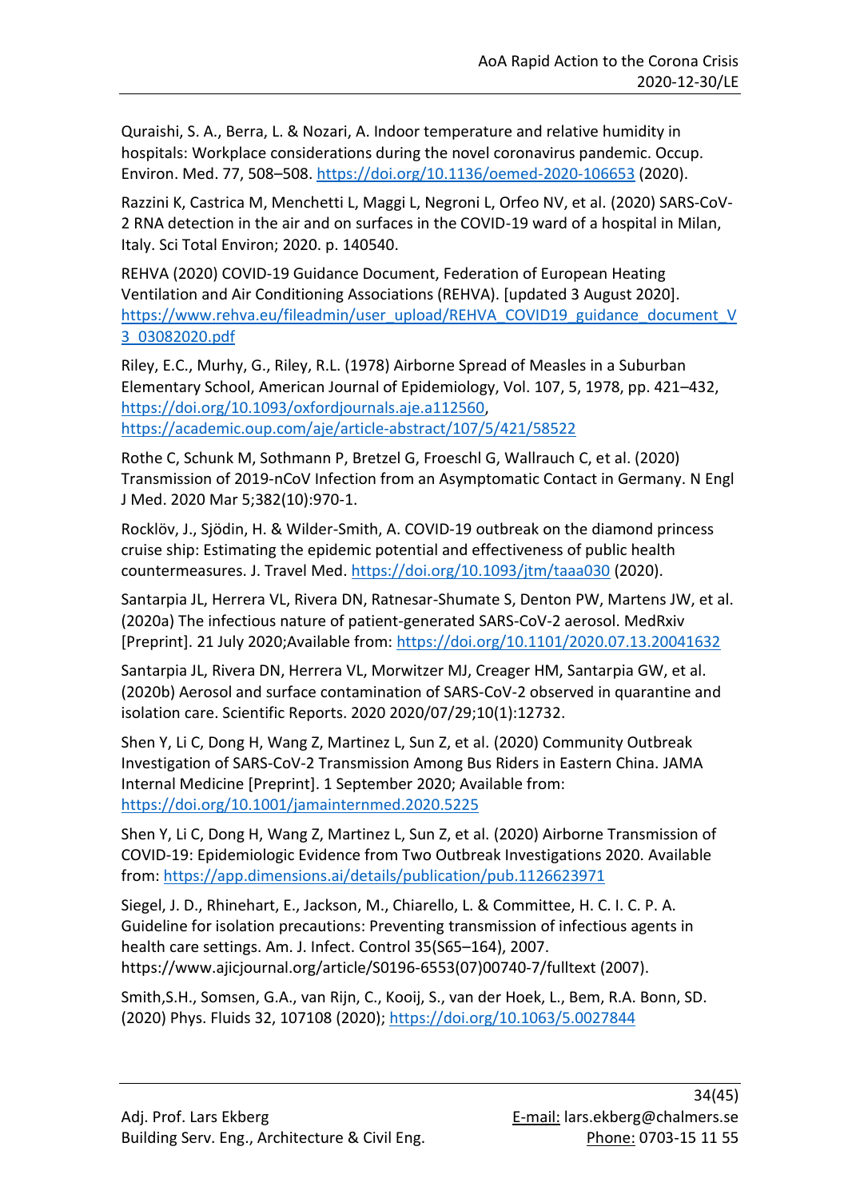Quraishi, S. A., Berra, L. & Nozari, A. Indoor temperature and relative humidity in hospitals: Workplace considerations during the novel coronavirus pandemic. Occup. Environ. Med. 77, 508–508. https://doi.org/10.1136/oemed-2020-106653 (2020).

Razzini K, Castrica M, Menchetti L, Maggi L, Negroni L, Orfeo NV, et al. (2020) SARS-CoV-2 RNA detection in the air and on surfaces in the COVID-19 ward of a hospital in Milan, Italy. Sci Total Environ; 2020. p. 140540.

REHVA (2020) COVID-19 Guidance Document, Federation of European Heating Ventilation and Air Conditioning Associations (REHVA). [updated 3 August 2020]. https://www.rehva.eu/fileadmin/user_upload/REHVA_COVID19_guidance_document_V3_03082020.pdf

Riley, E.C., Murhy, G., Riley, R.L. (1978) Airborne Spread of Measles in a Suburban Elementary School, American Journal of Epidemiology, Vol. 107, 5, 1978, pp. 421–432, https://doi.org/10.1093/oxfordjournals.aje.a112560, https://academic.oup.com/aje/article-abstract/107/5/421/58522

Rothe C, Schunk M, Sothmann P, Bretzel G, Froeschl G, Wallrauch C, et al. (2020) Transmission of 2019-nCoV Infection from an Asymptomatic Contact in Germany. N Engl J Med. 2020 Mar 5;382(10):970-1.

Rocklöv, J., Sjödin, H. & Wilder-Smith, A. COVID-19 outbreak on the diamond princess cruise ship: Estimating the epidemic potential and effectiveness of public health countermeasures. J. Travel Med. https://doi.org/10.1093/jtm/taaa030 (2020).

Santarpia JL, Herrera VL, Rivera DN, Ratnesar-Shumate S, Denton PW, Martens JW, et al. (2020a) The infectious nature of patient-generated SARS-CoV-2 aerosol. MedRxiv [Preprint]. 21 July 2020;Available from: https://doi.org/10.1101/2020.07.13.20041632

Santarpia JL, Rivera DN, Herrera VL, Morwitzer MJ, Creager HM, Santarpia GW, et al. (2020b) Aerosol and surface contamination of SARS-CoV-2 observed in quarantine and isolation care. Scientific Reports. 2020 2020/07/29;10(1):12732.

Shen Y, Li C, Dong H, Wang Z, Martinez L, Sun Z, et al. (2020) Community Outbreak Investigation of SARS-CoV-2 Transmission Among Bus Riders in Eastern China. JAMA Internal Medicine [Preprint]. 1 September 2020; Available from: https://doi.org/10.1001/jamainternmed.2020.5225

Shen Y, Li C, Dong H, Wang Z, Martinez L, Sun Z, et al. (2020) Airborne Transmission of COVID-19: Epidemiologic Evidence from Two Outbreak Investigations 2020. Available from: https://app.dimensions.ai/details/publication/pub.1126623971

Siegel, J. D., Rhinehart, E., Jackson, M., Chiarello, L. & Committee, H. C. I. C. P. A. Guideline for isolation precautions: Preventing transmission of infectious agents in health care settings. Am. J. Infect. Control 35(S65–164), 2007. https://www.ajicjournal.org/article/S0196-6553(07)00740-7/fulltext (2007).

Smith,S.H., Somsen, G.A., van Rijn, C., Kooij, S., van der Hoek, L., Bem, R.A. Bonn, SD. (2020) Phys. Fluids 32, 107108 (2020); https://doi.org/10.1063/5.0027844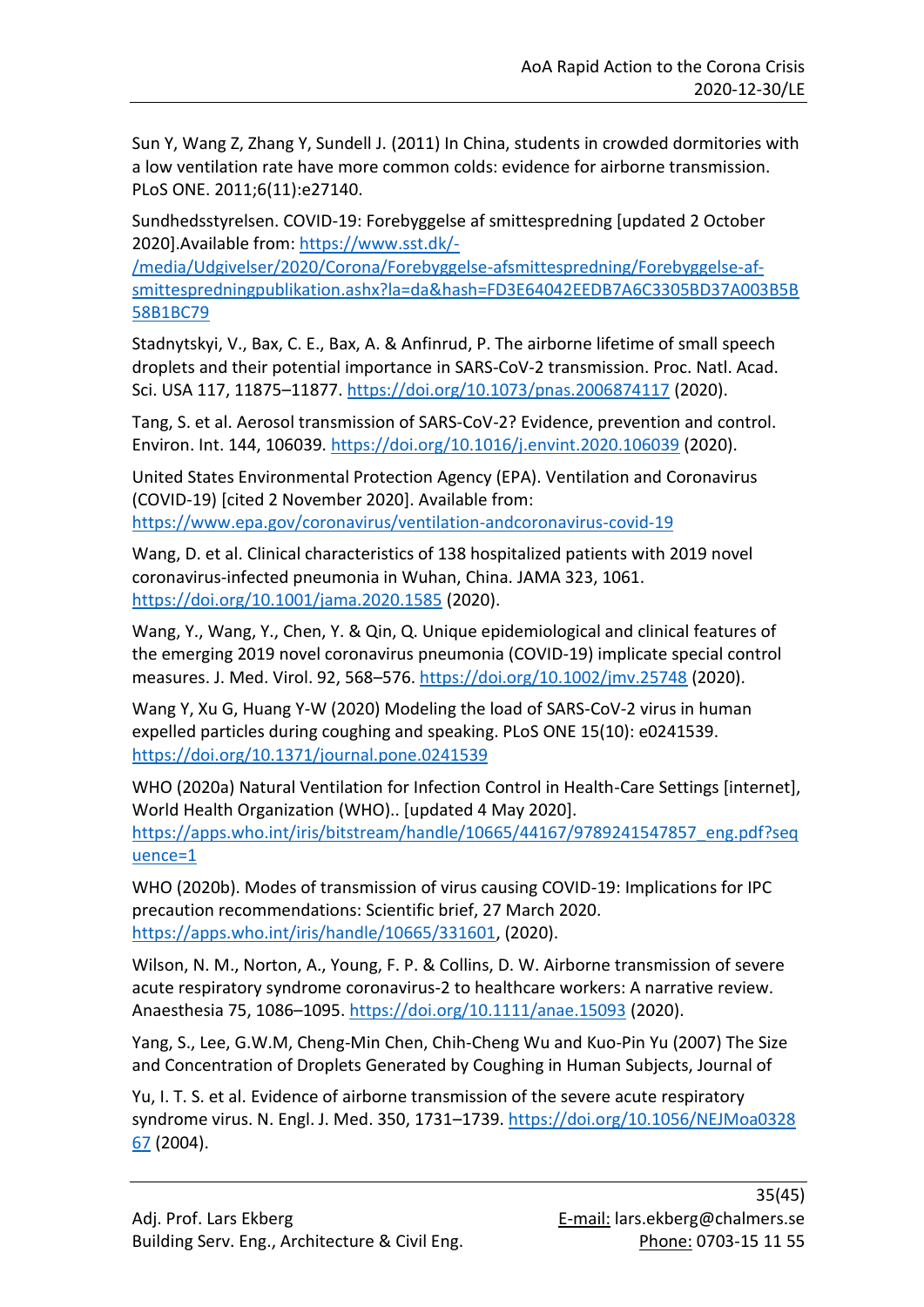Sun Y, Wang Z, Zhang Y, Sundell J. (2011) In China, students in crowded dormitories with a low ventilation rate have more common colds: evidence for airborne transmission. PLoS ONE. 2011;6(11):e27140.

Sundhedsstyrelsen. COVID-19: Forebyggelse af smittespredning [updated 2 October 2020].Available from: https://www.sst.dk/-/media/Udgivelser/2020/Corona/Forebyggelse-afsmittespredning/Forebyggelse-af-smittespredningpublikation.ashx?la=da&hash=FD3E64042EEDB7A6C3305BD37A003B5B58B1BC79

Stadnytskyi, V., Bax, C. E., Bax, A. & Anfinrud, P. The airborne lifetime of small speech droplets and their potential importance in SARS-CoV-2 transmission. Proc. Natl. Acad. Sci. USA 117, 11875–11877. https://doi.org/10.1073/pnas.2006874117 (2020).

Tang, S. et al. Aerosol transmission of SARS-CoV-2? Evidence, prevention and control. Environ. Int. 144, 106039. https://doi.org/10.1016/j.envint.2020.106039 (2020).

United States Environmental Protection Agency (EPA). Ventilation and Coronavirus (COVID-19) [cited 2 November 2020]. Available from: https://www.epa.gov/coronavirus/ventilation-andcoronavirus-covid-19

Wang, D. et al. Clinical characteristics of 138 hospitalized patients with 2019 novel coronavirus-infected pneumonia in Wuhan, China. JAMA 323, 1061. https://doi.org/10.1001/jama.2020.1585 (2020).

Wang, Y., Wang, Y., Chen, Y. & Qin, Q. Unique epidemiological and clinical features of the emerging 2019 novel coronavirus pneumonia (COVID-19) implicate special control measures. J. Med. Virol. 92, 568–576. https://doi.org/10.1002/jmv.25748 (2020).

Wang Y, Xu G, Huang Y-W (2020) Modeling the load of SARS-CoV-2 virus in human expelled particles during coughing and speaking. PLoS ONE 15(10): e0241539. https://doi.org/10.1371/journal.pone.0241539

WHO (2020a) Natural Ventilation for Infection Control in Health-Care Settings [internet], World Health Organization (WHO).. [updated 4 May 2020]. https://apps.who.int/iris/bitstream/handle/10665/44167/9789241547857_eng.pdf?sequence=1

WHO (2020b). Modes of transmission of virus causing COVID-19: Implications for IPC precaution recommendations: Scientific brief, 27 March 2020. https://apps.who.int/iris/handle/10665/331601, (2020).

Wilson, N. M., Norton, A., Young, F. P. & Collins, D. W. Airborne transmission of severe acute respiratory syndrome coronavirus-2 to healthcare workers: A narrative review. Anaesthesia 75, 1086–1095. https://doi.org/10.1111/anae.15093 (2020).

Yang, S., Lee, G.W.M, Cheng-Min Chen, Chih-Cheng Wu and Kuo-Pin Yu (2007) The Size and Concentration of Droplets Generated by Coughing in Human Subjects, Journal of

Yu, I. T. S. et al. Evidence of airborne transmission of the severe acute respiratory syndrome virus. N. Engl. J. Med. 350, 1731–1739. https://doi.org/10.1056/NEJMoa032867 (2004).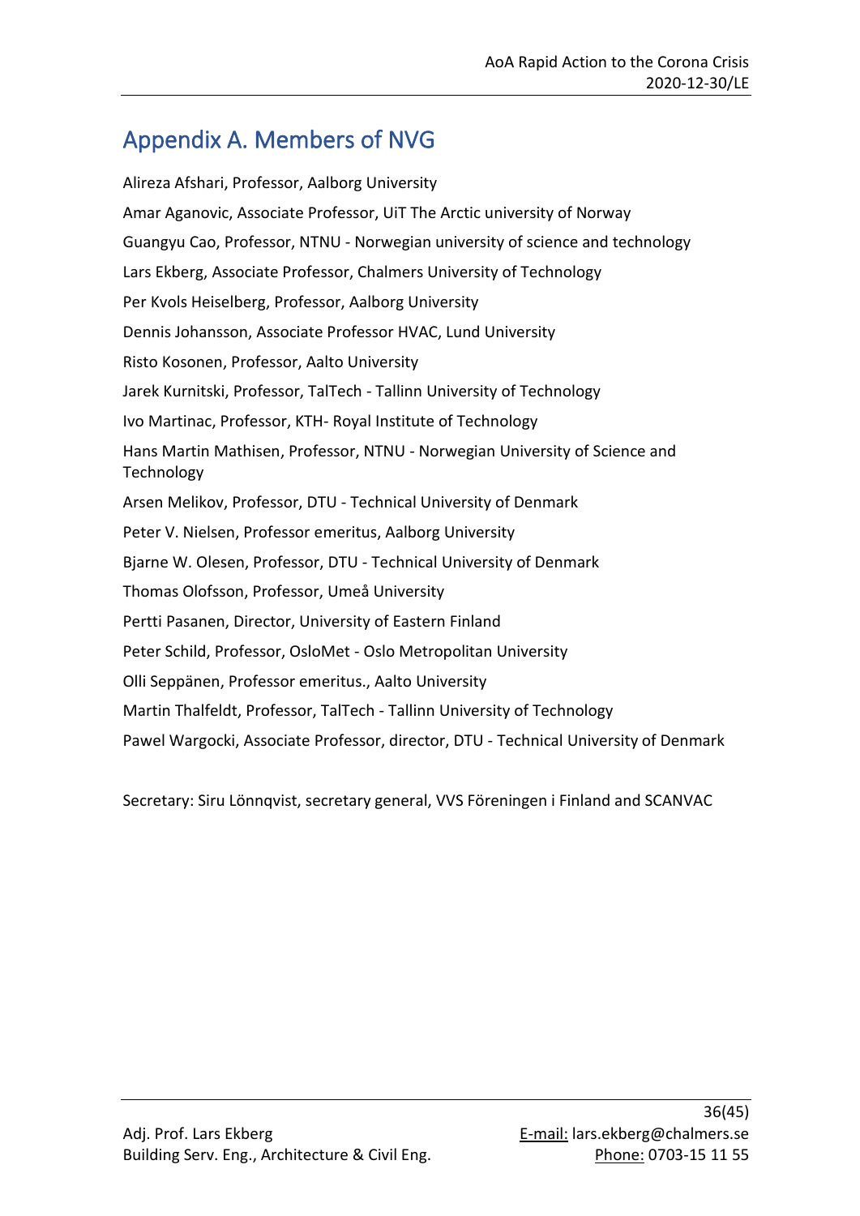# Appendix A. Members of NVG

Alireza Afshari, Professor, Aalborg University

Amar Aganovic, Associate Professor, UiT The Arctic university of Norway

Guangyu Cao, Professor, NTNU - Norwegian university of science and technology

Lars Ekberg, Associate Professor, Chalmers University of Technology

Per Kvols Heiselberg, Professor, Aalborg University

Dennis Johansson, Associate Professor HVAC, Lund University

Risto Kosonen, Professor, Aalto University

Jarek Kurnitski, Professor, TalTech - Tallinn University of Technology

Ivo Martinac, Professor, KTH- Royal Institute of Technology

Hans Martin Mathisen, Professor, NTNU - Norwegian University of Science and Technology

Arsen Melikov, Professor, DTU - Technical University of Denmark

Peter V. Nielsen, Professor emeritus, Aalborg University

Bjarne W. Olesen, Professor, DTU - Technical University of Denmark

Thomas Olofsson, Professor, Umeå University

Pertti Pasanen, Director, University of Eastern Finland

Peter Schild, Professor, OsloMet - Oslo Metropolitan University

Olli Seppänen, Professor emeritus., Aalto University

Martin Thalfeldt, Professor, TalTech - Tallinn University of Technology

Pawel Wargocki, Associate Professor, director, DTU - Technical University of Denmark

Secretary: Siru Lönnqvist, secretary general, VVS Föreningen i Finland and SCANVAC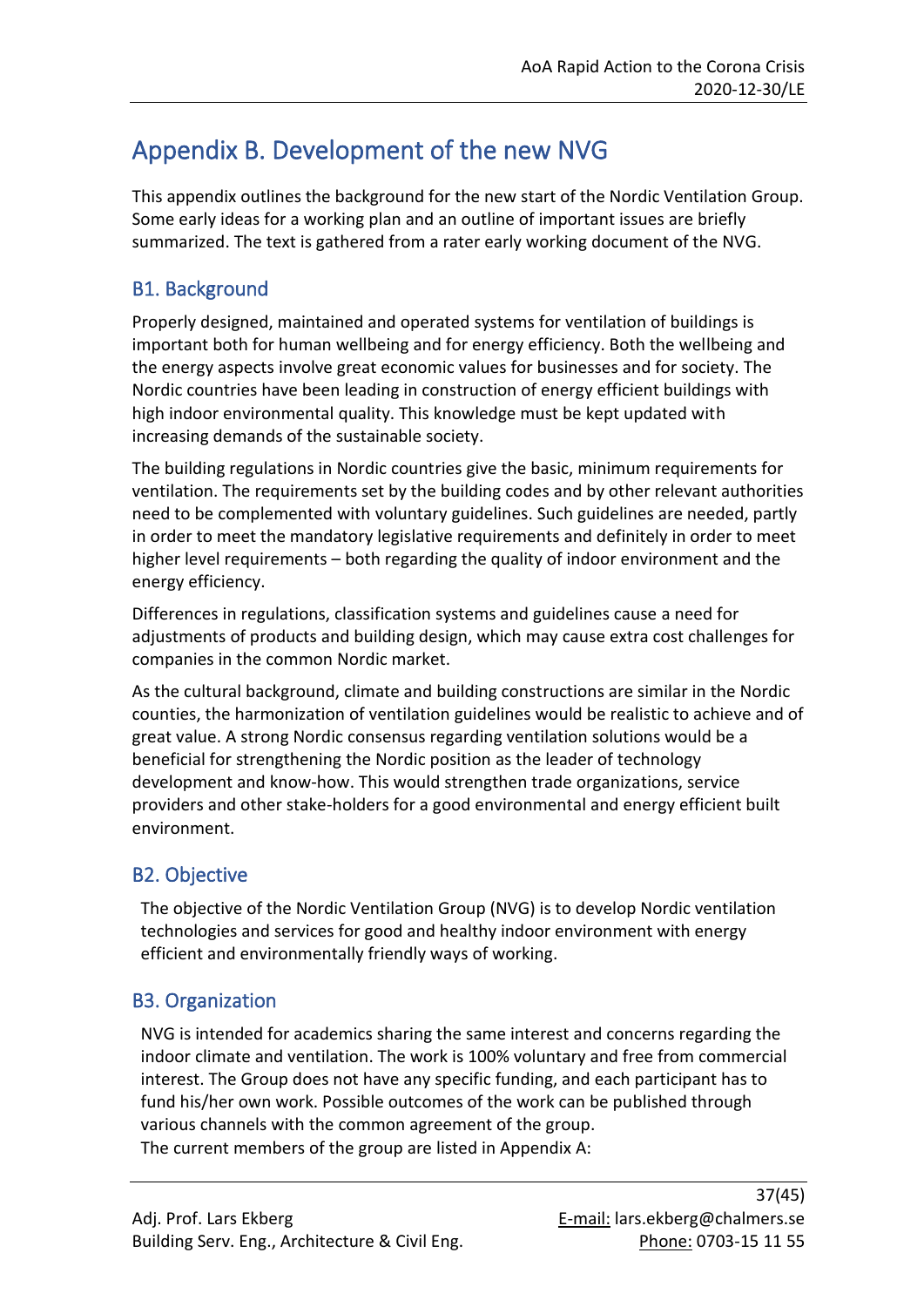# Appendix B. Development of the new NVG

This appendix outlines the background for the new start of the Nordic Ventilation Group. Some early ideas for a working plan and an outline of important issues are briefly summarized. The text is gathered from a rater early working document of the NVG.

## B1. Background

Properly designed, maintained and operated systems for ventilation of buildings is important both for human wellbeing and for energy efficiency. Both the wellbeing and the energy aspects involve great economic values for businesses and for society. The Nordic countries have been leading in construction of energy efficient buildings with high indoor environmental quality. This knowledge must be kept updated with increasing demands of the sustainable society.

The building regulations in Nordic countries give the basic, minimum requirements for ventilation. The requirements set by the building codes and by other relevant authorities need to be complemented with voluntary guidelines. Such guidelines are needed, partly in order to meet the mandatory legislative requirements and definitely in order to meet higher level requirements – both regarding the quality of indoor environment and the energy efficiency.

Differences in regulations, classification systems and guidelines cause a need for adjustments of products and building design, which may cause extra cost challenges for companies in the common Nordic market.

As the cultural background, climate and building constructions are similar in the Nordic counties, the harmonization of ventilation guidelines would be realistic to achieve and of great value. A strong Nordic consensus regarding ventilation solutions would be a beneficial for strengthening the Nordic position as the leader of technology development and know-how. This would strengthen trade organizations, service providers and other stake-holders for a good environmental and energy efficient built environment.

## B2. Objective

The objective of the Nordic Ventilation Group (NVG) is to develop Nordic ventilation technologies and services for good and healthy indoor environment with energy efficient and environmentally friendly ways of working.

## B3. Organization

NVG is intended for academics sharing the same interest and concerns regarding the indoor climate and ventilation. The work is 100% voluntary and free from commercial interest. The Group does not have any specific funding, and each participant has to fund his/her own work. Possible outcomes of the work can be published through various channels with the common agreement of the group.
The current members of the group are listed in Appendix A: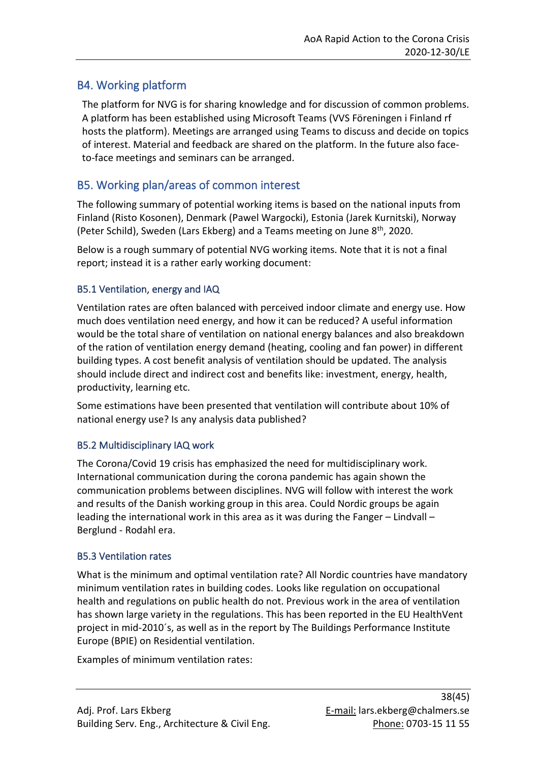## B4. Working platform

The platform for NVG is for sharing knowledge and for discussion of common problems. A platform has been established using Microsoft Teams (VVS Föreningen i Finland rf hosts the platform). Meetings are arranged using Teams to discuss and decide on topics of interest. Material and feedback are shared on the platform. In the future also face-to-face meetings and seminars can be arranged.

## B5. Working plan/areas of common interest

The following summary of potential working items is based on the national inputs from Finland (Risto Kosonen), Denmark (Pawel Wargocki), Estonia (Jarek Kurnitski), Norway (Peter Schild), Sweden (Lars Ekberg) and a Teams meeting on June 8th, 2020.

Below is a rough summary of potential NVG working items. Note that it is not a final report; instead it is a rather early working document:

### B5.1 Ventilation, energy and IAQ

Ventilation rates are often balanced with perceived indoor climate and energy use. How much does ventilation need energy, and how it can be reduced? A useful information would be the total share of ventilation on national energy balances and also breakdown of the ration of ventilation energy demand (heating, cooling and fan power) in different building types. A cost benefit analysis of ventilation should be updated. The analysis should include direct and indirect cost and benefits like: investment, energy, health, productivity, learning etc.

Some estimations have been presented that ventilation will contribute about 10% of national energy use? Is any analysis data published?

### B5.2 Multidisciplinary IAQ work

The Corona/Covid 19 crisis has emphasized the need for multidisciplinary work. International communication during the corona pandemic has again shown the communication problems between disciplines. NVG will follow with interest the work and results of the Danish working group in this area. Could Nordic groups be again leading the international work in this area as it was during the Fanger – Lindvall – Berglund - Rodahl era.

### B5.3 Ventilation rates

What is the minimum and optimal ventilation rate? All Nordic countries have mandatory minimum ventilation rates in building codes. Looks like regulation on occupational health and regulations on public health do not. Previous work in the area of ventilation has shown large variety in the regulations. This has been reported in the EU HealthVent project in mid-2010´s, as well as in the report by The Buildings Performance Institute Europe (BPIE) on Residential ventilation.

Examples of minimum ventilation rates: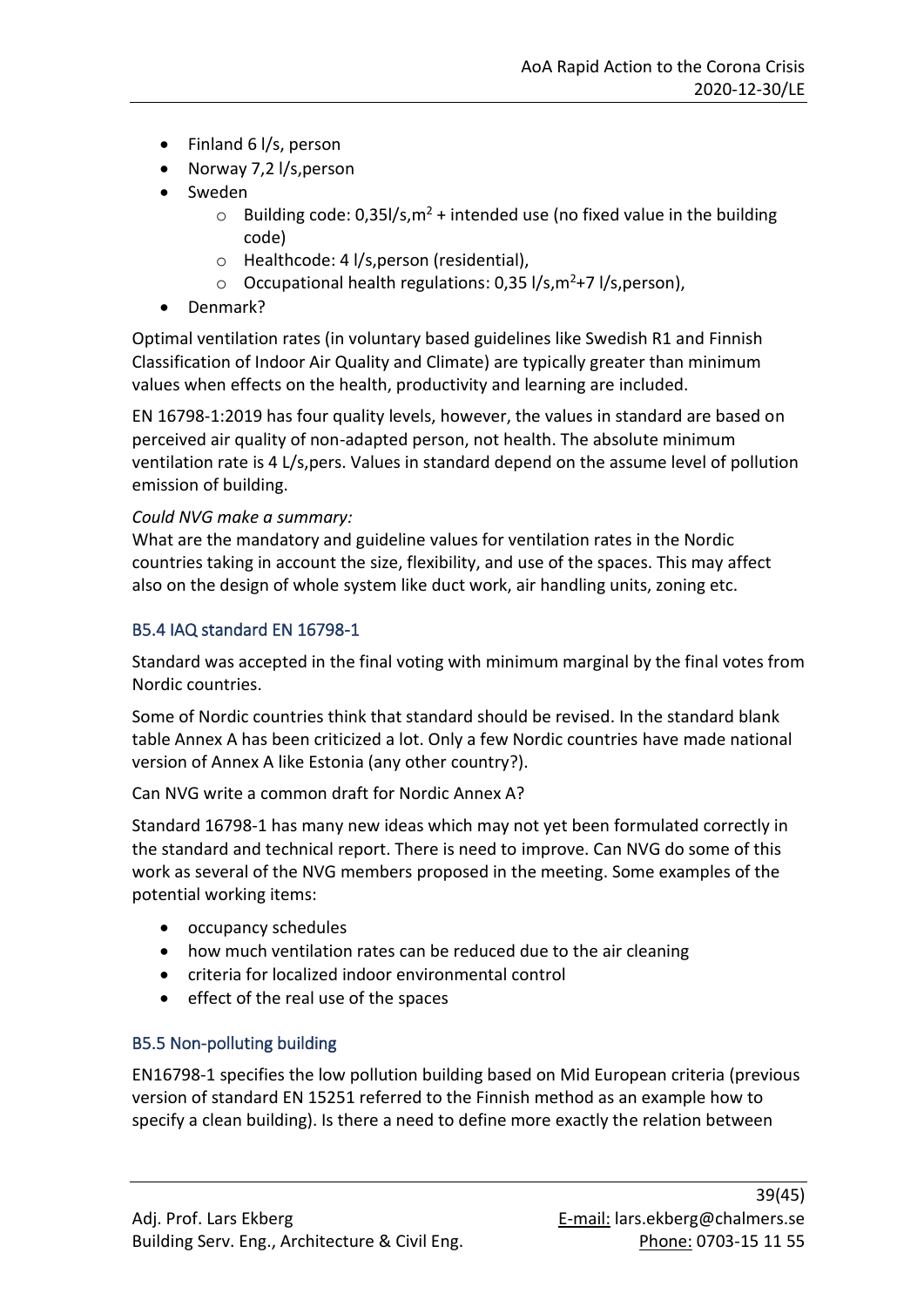- Finland 6 l/s, person
- Norway 7,2 l/s,person
- Sweden
    - Building code: 0,35l/s,m$^2$ + intended use (no fixed value in the building code)
    - Healthcode: 4 l/s,person (residential),
    - Occupational health regulations: 0,35 l/s,m$^2$+7 l/s,person),
- Denmark?

Optimal ventilation rates (in voluntary based guidelines like Swedish R1 and Finnish Classification of Indoor Air Quality and Climate) are typically greater than minimum values when effects on the health, productivity and learning are included.

EN 16798-1:2019 has four quality levels, however, the values in standard are based on perceived air quality of non-adapted person, not health. The absolute minimum ventilation rate is 4 L/s,pers. Values in standard depend on the assume level of pollution emission of building.

*Could NVG make a summary:*
What are the mandatory and guideline values for ventilation rates in the Nordic countries taking in account the size, flexibility, and use of the spaces. This may affect also on the design of whole system like duct work, air handling units, zoning etc.

### B5.4 IAQ standard EN 16798-1

Standard was accepted in the final voting with minimum marginal by the final votes from Nordic countries.

Some of Nordic countries think that standard should be revised. In the standard blank table Annex A has been criticized a lot. Only a few Nordic countries have made national version of Annex A like Estonia (any other country?).

Can NVG write a common draft for Nordic Annex A?

Standard 16798-1 has many new ideas which may not yet been formulated correctly in the standard and technical report. There is need to improve. Can NVG do some of this work as several of the NVG members proposed in the meeting. Some examples of the potential working items:

- occupancy schedules
- how much ventilation rates can be reduced due to the air cleaning
- criteria for localized indoor environmental control
- effect of the real use of the spaces

### B5.5 Non-polluting building

EN16798-1 specifies the low pollution building based on Mid European criteria (previous version of standard EN 15251 referred to the Finnish method as an example how to specify a clean building). Is there a need to define more exactly the relation between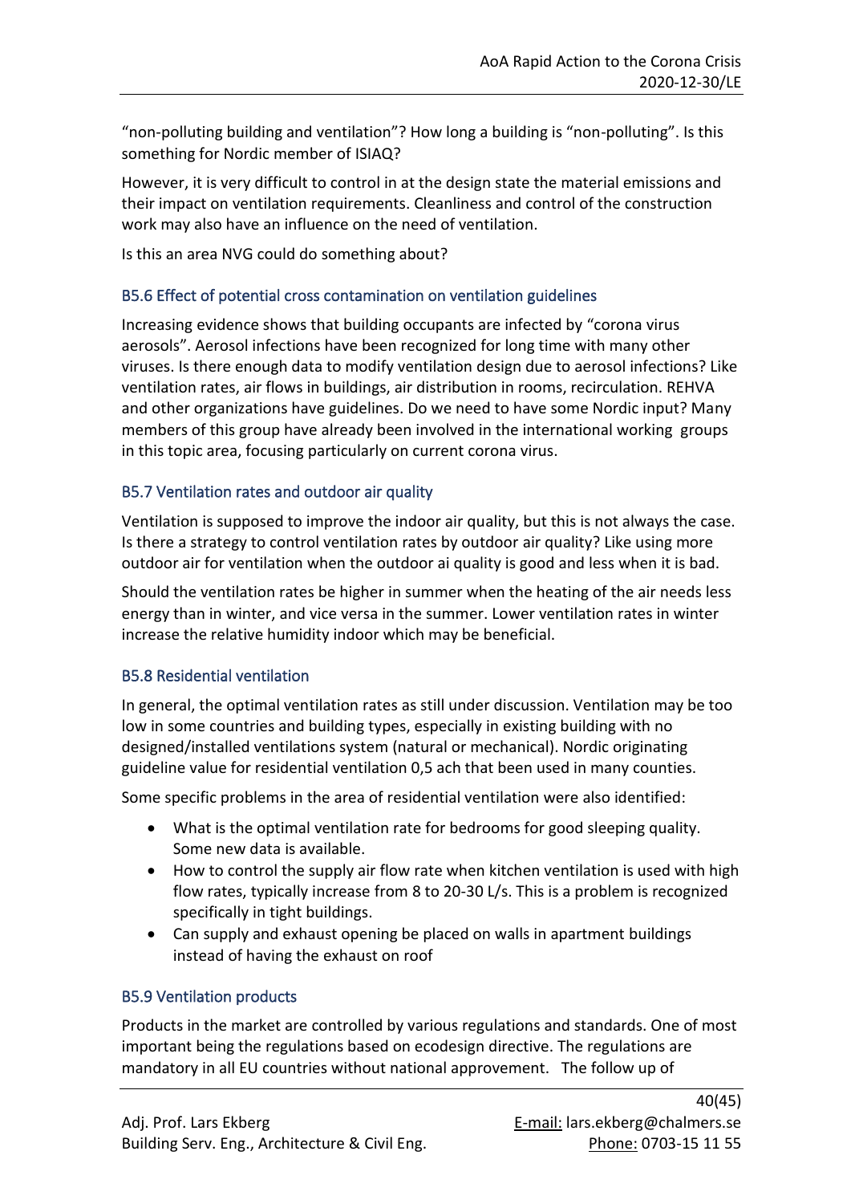"non-polluting building and ventilation"? How long a building is "non-polluting". Is this something for Nordic member of ISIAQ?

However, it is very difficult to control in at the design state the material emissions and their impact on ventilation requirements. Cleanliness and control of the construction work may also have an influence on the need of ventilation.

Is this an area NVG could do something about?

### B5.6 Effect of potential cross contamination on ventilation guidelines

Increasing evidence shows that building occupants are infected by "corona virus aerosols". Aerosol infections have been recognized for long time with many other viruses. Is there enough data to modify ventilation design due to aerosol infections? Like ventilation rates, air flows in buildings, air distribution in rooms, recirculation. REHVA and other organizations have guidelines. Do we need to have some Nordic input? Many members of this group have already been involved in the international working groups in this topic area, focusing particularly on current corona virus.

### B5.7 Ventilation rates and outdoor air quality

Ventilation is supposed to improve the indoor air quality, but this is not always the case. Is there a strategy to control ventilation rates by outdoor air quality? Like using more outdoor air for ventilation when the outdoor ai quality is good and less when it is bad.

Should the ventilation rates be higher in summer when the heating of the air needs less energy than in winter, and vice versa in the summer. Lower ventilation rates in winter increase the relative humidity indoor which may be beneficial.

### B5.8 Residential ventilation

In general, the optimal ventilation rates as still under discussion. Ventilation may be too low in some countries and building types, especially in existing building with no designed/installed ventilations system (natural or mechanical). Nordic originating guideline value for residential ventilation 0,5 ach that been used in many counties.

Some specific problems in the area of residential ventilation were also identified:

- What is the optimal ventilation rate for bedrooms for good sleeping quality. Some new data is available.
- How to control the supply air flow rate when kitchen ventilation is used with high flow rates, typically increase from 8 to 20-30 L/s. This is a problem is recognized specifically in tight buildings.
- Can supply and exhaust opening be placed on walls in apartment buildings instead of having the exhaust on roof

### B5.9 Ventilation products

Products in the market are controlled by various regulations and standards. One of most important being the regulations based on ecodesign directive. The regulations are mandatory in all EU countries without national approvement. The follow up of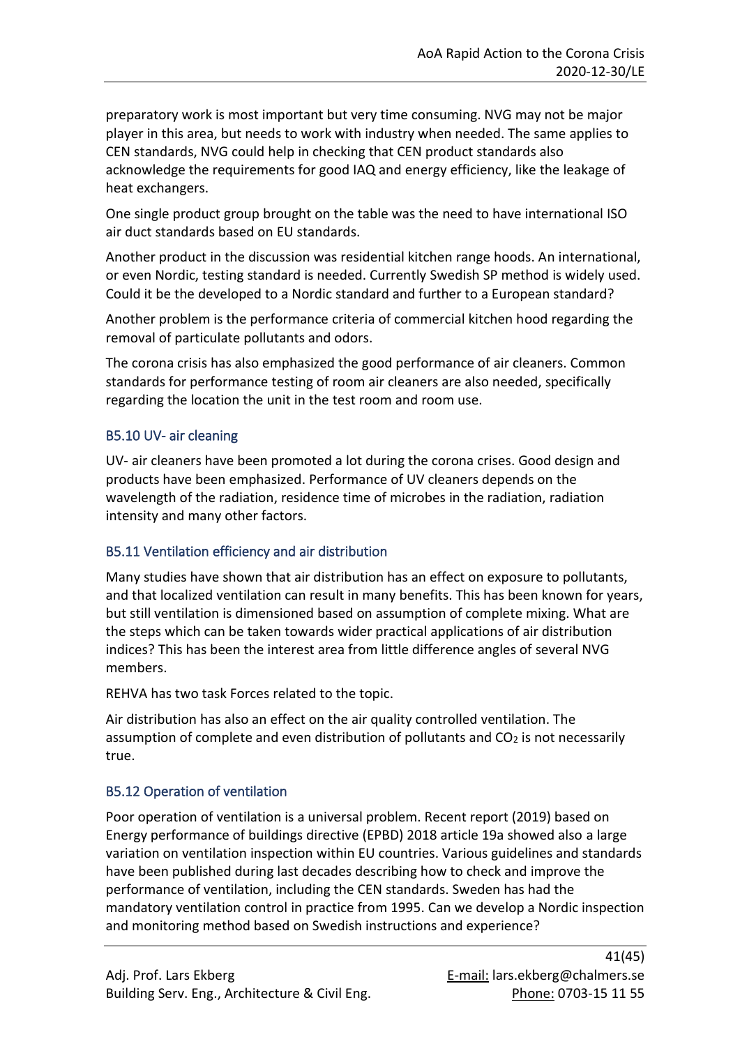preparatory work is most important but very time consuming. NVG may not be major player in this area, but needs to work with industry when needed. The same applies to CEN standards, NVG could help in checking that CEN product standards also acknowledge the requirements for good IAQ and energy efficiency, like the leakage of heat exchangers.

One single product group brought on the table was the need to have international ISO air duct standards based on EU standards.

Another product in the discussion was residential kitchen range hoods. An international, or even Nordic, testing standard is needed. Currently Swedish SP method is widely used. Could it be the developed to a Nordic standard and further to a European standard?

Another problem is the performance criteria of commercial kitchen hood regarding the removal of particulate pollutants and odors.

The corona crisis has also emphasized the good performance of air cleaners. Common standards for performance testing of room air cleaners are also needed, specifically regarding the location the unit in the test room and room use.

### B5.10 UV- air cleaning

UV- air cleaners have been promoted a lot during the corona crises. Good design and products have been emphasized. Performance of UV cleaners depends on the wavelength of the radiation, residence time of microbes in the radiation, radiation intensity and many other factors.

### B5.11 Ventilation efficiency and air distribution

Many studies have shown that air distribution has an effect on exposure to pollutants, and that localized ventilation can result in many benefits. This has been known for years, but still ventilation is dimensioned based on assumption of complete mixing. What are the steps which can be taken towards wider practical applications of air distribution indices? This has been the interest area from little difference angles of several NVG members.

REHVA has two task Forces related to the topic.

Air distribution has also an effect on the air quality controlled ventilation. The assumption of complete and even distribution of pollutants and $CO_2$ is not necessarily true.

### B5.12 Operation of ventilation

Poor operation of ventilation is a universal problem. Recent report (2019) based on Energy performance of buildings directive (EPBD) 2018 article 19a showed also a large variation on ventilation inspection within EU countries. Various guidelines and standards have been published during last decades describing how to check and improve the performance of ventilation, including the CEN standards. Sweden has had the mandatory ventilation control in practice from 1995. Can we develop a Nordic inspection and monitoring method based on Swedish instructions and experience?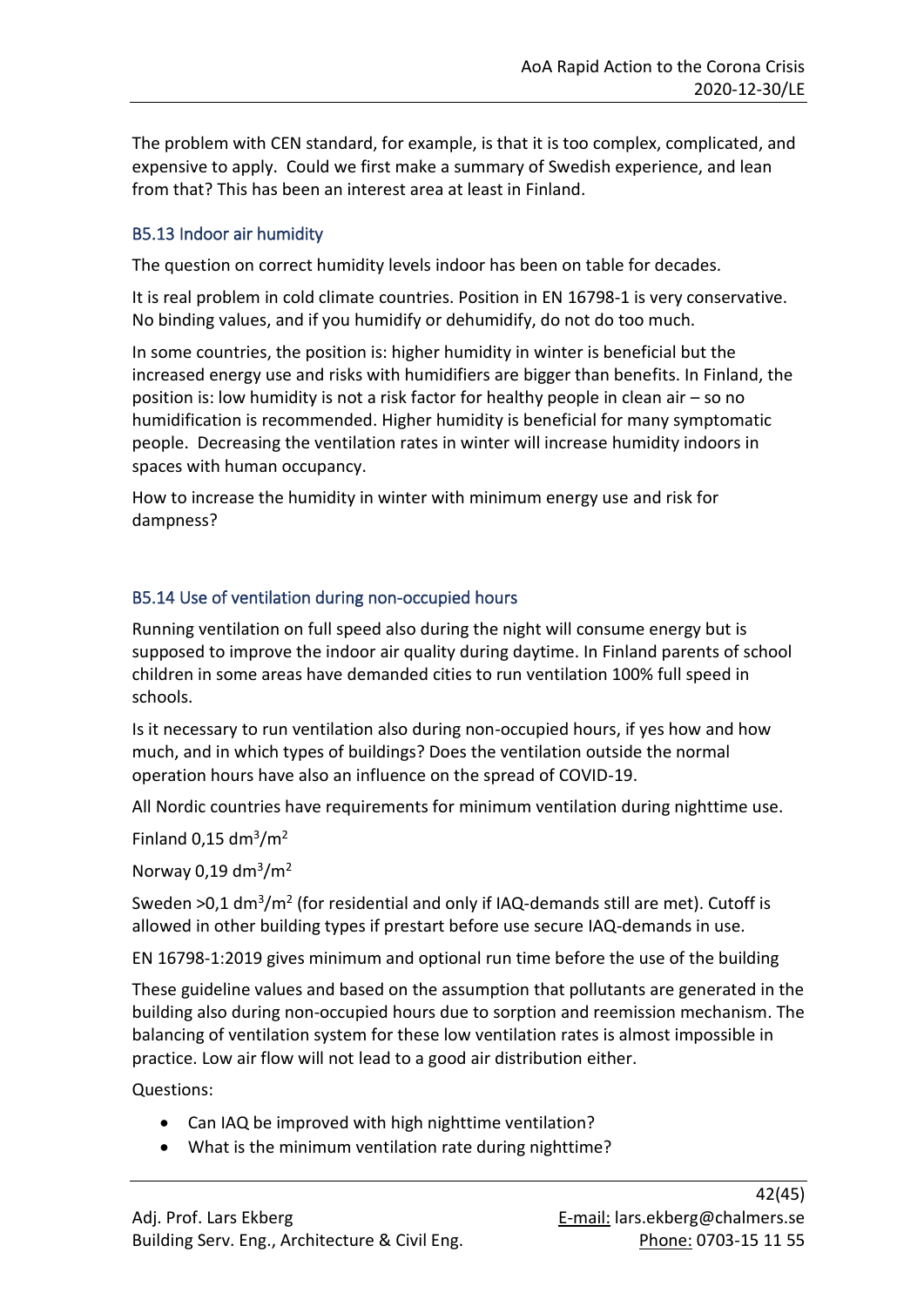The problem with CEN standard, for example, is that it is too complex, complicated, and expensive to apply. Could we first make a summary of Swedish experience, and lean from that? This has been an interest area at least in Finland.

### B5.13 Indoor air humidity

The question on correct humidity levels indoor has been on table for decades.

It is real problem in cold climate countries. Position in EN 16798-1 is very conservative. No binding values, and if you humidify or dehumidify, do not do too much.

In some countries, the position is: higher humidity in winter is beneficial but the increased energy use and risks with humidifiers are bigger than benefits. In Finland, the position is: low humidity is not a risk factor for healthy people in clean air – so no humidification is recommended. Higher humidity is beneficial for many symptomatic people. Decreasing the ventilation rates in winter will increase humidity indoors in spaces with human occupancy.

How to increase the humidity in winter with minimum energy use and risk for dampness?

### B5.14 Use of ventilation during non-occupied hours

Running ventilation on full speed also during the night will consume energy but is supposed to improve the indoor air quality during daytime. In Finland parents of school children in some areas have demanded cities to run ventilation 100% full speed in schools.

Is it necessary to run ventilation also during non-occupied hours, if yes how and how much, and in which types of buildings? Does the ventilation outside the normal operation hours have also an influence on the spread of COVID-19.

All Nordic countries have requirements for minimum ventilation during nighttime use.

Finland 0,15 $dm^3/m^2$

Norway 0,19 $dm^3/m^2$

Sweden >0,1 $dm^3/m^2$ (for residential and only if IAQ-demands still are met). Cutoff is allowed in other building types if prestart before use secure IAQ-demands in use.

EN 16798-1:2019 gives minimum and optional run time before the use of the building

These guideline values and based on the assumption that pollutants are generated in the building also during non-occupied hours due to sorption and reemission mechanism. The balancing of ventilation system for these low ventilation rates is almost impossible in practice. Low air flow will not lead to a good air distribution either.

Questions:

- Can IAQ be improved with high nighttime ventilation?
- What is the minimum ventilation rate during nighttime?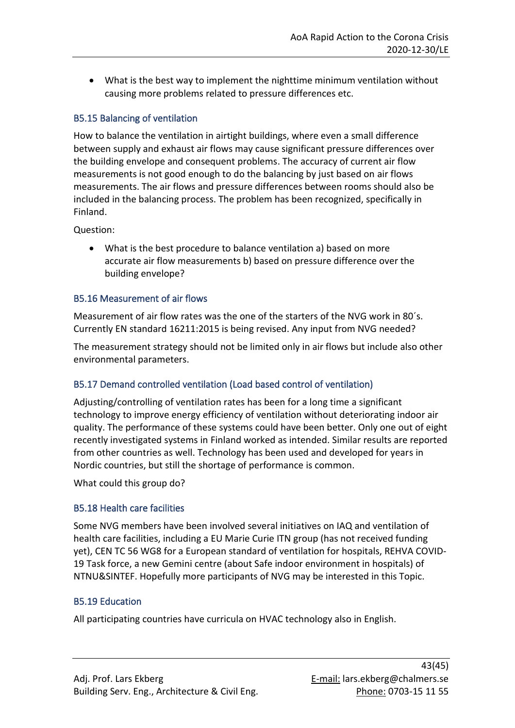- What is the best way to implement the nighttime minimum ventilation without causing more problems related to pressure differences etc.

### B5.15 Balancing of ventilation

How to balance the ventilation in airtight buildings, where even a small difference between supply and exhaust air flows may cause significant pressure differences over the building envelope and consequent problems. The accuracy of current air flow measurements is not good enough to do the balancing by just based on air flows measurements. The air flows and pressure differences between rooms should also be included in the balancing process. The problem has been recognized, specifically in Finland.

Question:

- What is the best procedure to balance ventilation a) based on more accurate air flow measurements b) based on pressure difference over the building envelope?

### B5.16 Measurement of air flows

Measurement of air flow rates was the one of the starters of the NVG work in 80´s. Currently EN standard 16211:2015 is being revised. Any input from NVG needed?

The measurement strategy should not be limited only in air flows but include also other environmental parameters.

### B5.17 Demand controlled ventilation (Load based control of ventilation)

Adjusting/controlling of ventilation rates has been for a long time a significant technology to improve energy efficiency of ventilation without deteriorating indoor air quality. The performance of these systems could have been better. Only one out of eight recently investigated systems in Finland worked as intended. Similar results are reported from other countries as well. Technology has been used and developed for years in Nordic countries, but still the shortage of performance is common.

What could this group do?

### B5.18 Health care facilities

Some NVG members have been involved several initiatives on IAQ and ventilation of health care facilities, including a EU Marie Curie ITN group (has not received funding yet), CEN TC 56 WG8 for a European standard of ventilation for hospitals, REHVA COVID-19 Task force, a new Gemini centre (about Safe indoor environment in hospitals) of NTNU&SINTEF. Hopefully more participants of NVG may be interested in this Topic.

### B5.19 Education

All participating countries have curricula on HVAC technology also in English.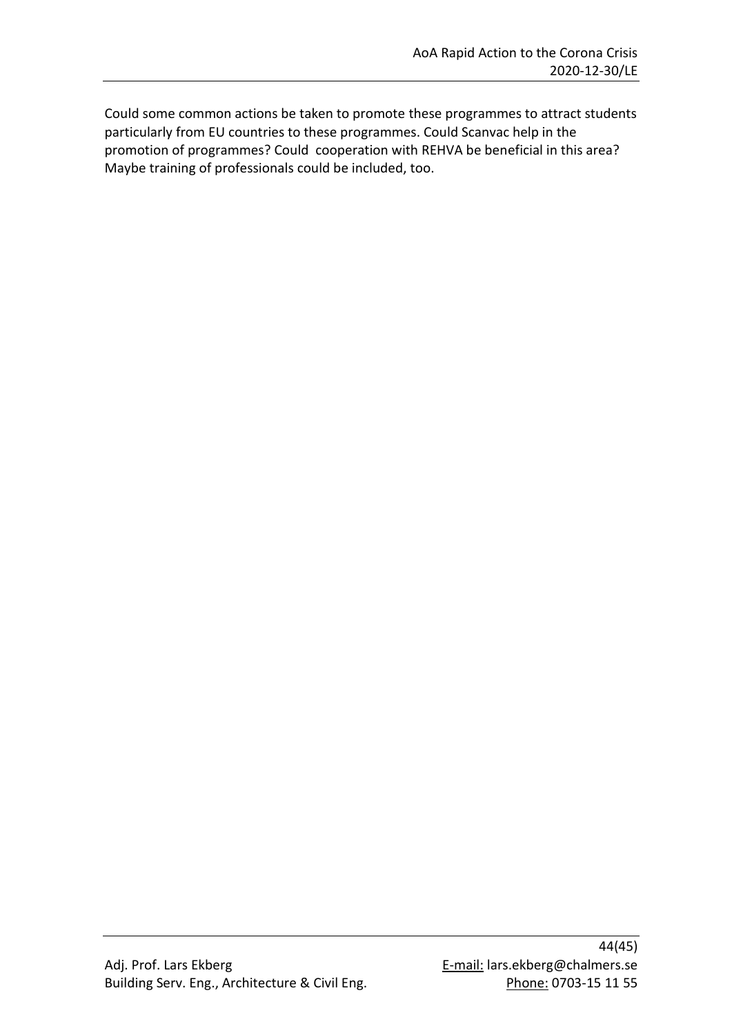Could some common actions be taken to promote these programmes to attract students particularly from EU countries to these programmes. Could Scanvac help in the promotion of programmes? Could cooperation with REHVA be beneficial in this area? Maybe training of professionals could be included, too.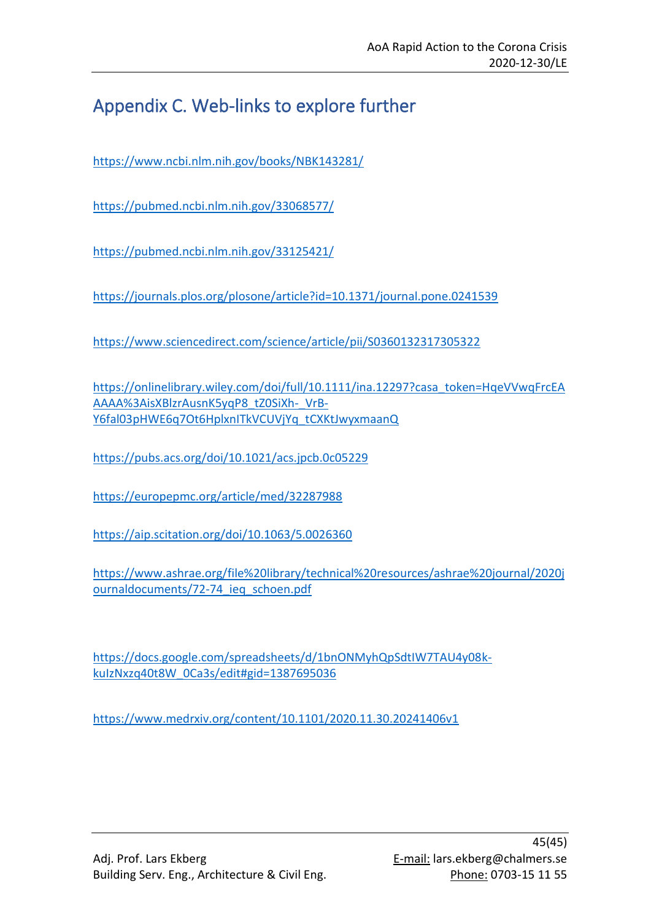# Appendix C. Web-links to explore further

https://www.ncbi.nlm.nih.gov/books/NBK143281/

https://pubmed.ncbi.nlm.nih.gov/33068577/

https://pubmed.ncbi.nlm.nih.gov/33125421/

https://journals.plos.org/plosone/article?id=10.1371/journal.pone.0241539

https://www.sciencedirect.com/science/article/pii/S0360132317305322

https://onlinelibrary.wiley.com/doi/full/10.1111/ina.12297?casa_token=HqeVVwqFrcEAAAAA%3AisXBlzrAusnK5yqP8_tZ0SiXh-_VrB-Y6fal03pHWE6q7Ot6HplxnITkVCUVjYq_tCXKtJwyxmaanQ

https://pubs.acs.org/doi/10.1021/acs.jpcb.0c05229

https://europepmc.org/article/med/32287988

https://aip.scitation.org/doi/10.1063/5.0026360

https://www.ashrae.org/file%20library/technical%20resources/ashrae%20journal/2020journaldocuments/72-74_ieq_schoen.pdf

https://docs.google.com/spreadsheets/d/1bnONMyhQpSdtIW7TAU4y08k-kuIzNxzq40t8W_0Ca3s/edit#gid=1387695036

https://www.medrxiv.org/content/10.1101/2020.11.30.20241406v1